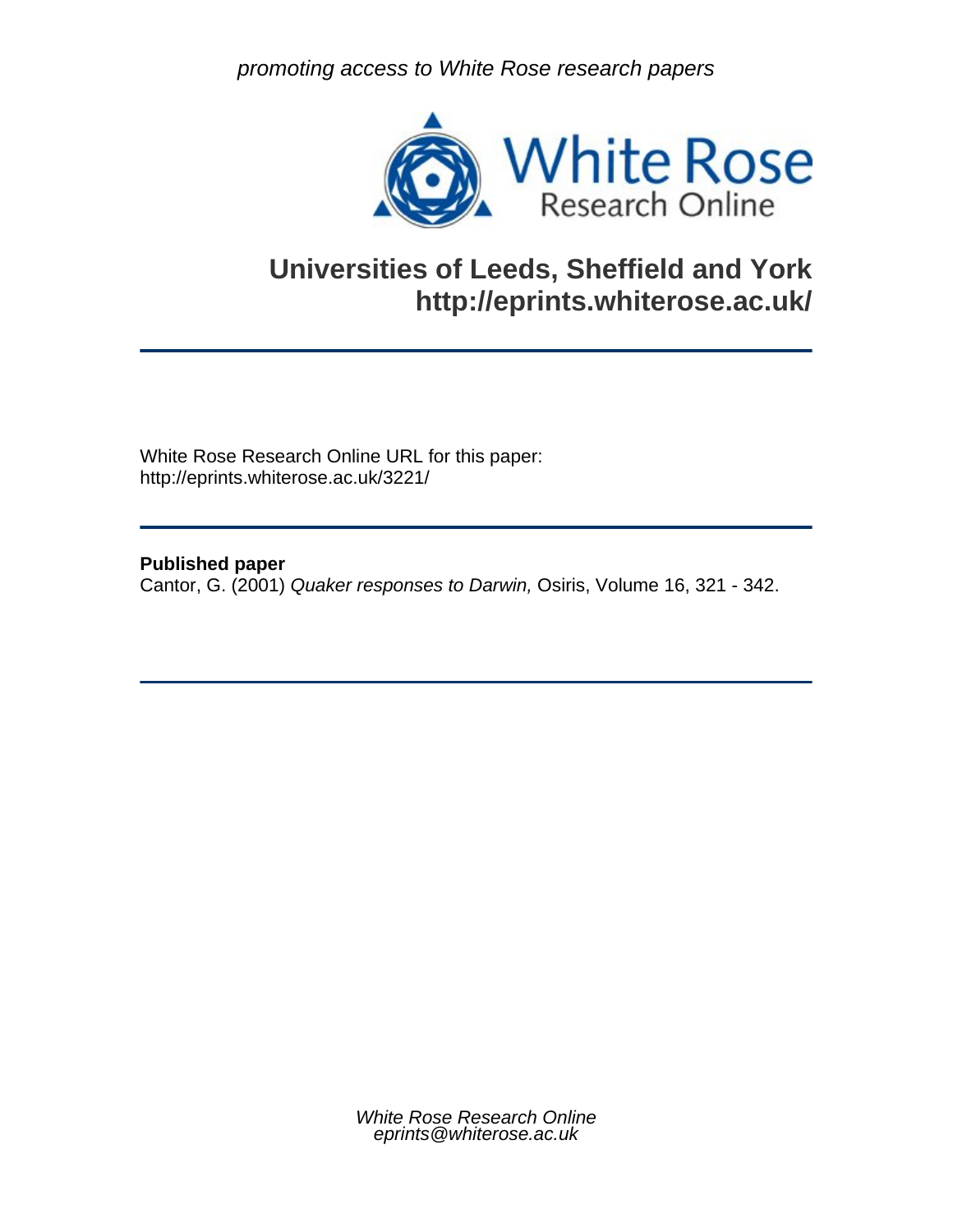*promoting access to White Rose research papers*

White Rose
Research Online

# Universities of Leeds, Sheffield and York
# http://eprints.whiterose.ac.uk/

White Rose Research Online URL for this paper:
http://eprints.whiterose.ac.uk/3221/

**Published paper**
Cantor, G. (2001) *Quaker responses to Darwin,* Osiris, Volume 16, 321 - 342.

*White Rose Research Online*
*eprints@whiterose.ac.uk*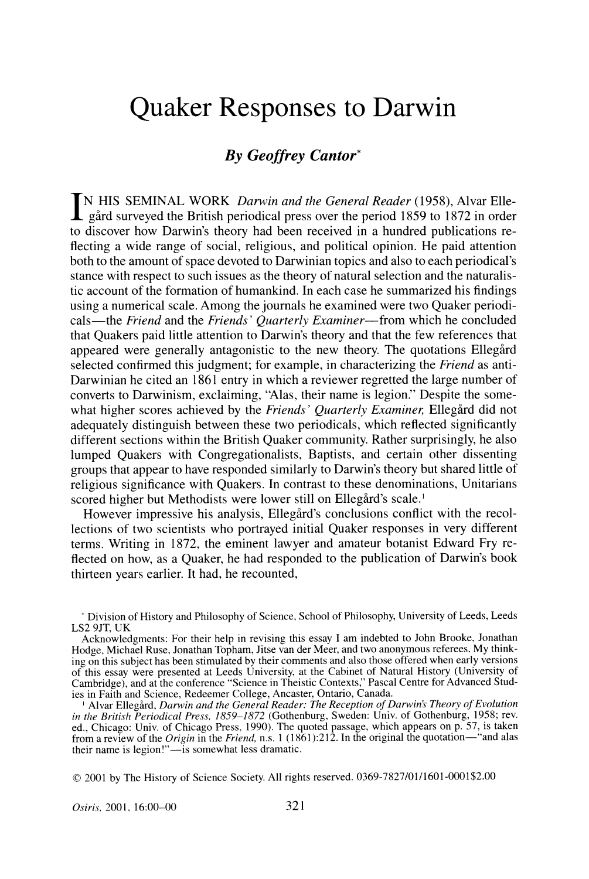# Quaker Responses to Darwin

### *By Geoffrey Cantor*[*]

IN HIS SEMINAL WORK *Darwin and the General Reader* (1958), Alvar Ellegård surveyed the British periodical press over the period 1859 to 1872 in order to discover how Darwin's theory had been received in a hundred publications reflecting a wide range of social, religious, and political opinion. He paid attention both to the amount of space devoted to Darwinian topics and also to each periodical's stance with respect to such issues as the theory of natural selection and the naturalistic account of the formation of humankind. In each case he summarized his findings using a numerical scale. Among the journals he examined were two Quaker periodicals—the *Friend* and the *Friends' Quarterly Examiner*—from which he concluded that Quakers paid little attention to Darwin's theory and that the few references that appeared were generally antagonistic to the new theory. The quotations Ellegård selected confirmed this judgment; for example, in characterizing the *Friend* as anti-Darwinian he cited an 1861 entry in which a reviewer regretted the large number of converts to Darwinism, exclaiming, "Alas, their name is legion." Despite the somewhat higher scores achieved by the *Friends' Quarterly Examiner*, Ellegård did not adequately distinguish between these two periodicals, which reflected significantly different sections within the British Quaker community. Rather surprisingly, he also lumped Quakers with Congregationalists, Baptists, and certain other dissenting groups that appear to have responded similarly to Darwin's theory but shared little of religious significance with Quakers. In contrast to these denominations, Unitarians scored higher but Methodists were lower still on Ellegård's scale.[1]

However impressive his analysis, Ellegård's conclusions conflict with the recollections of two scientists who portrayed initial Quaker responses in very different terms. Writing in 1872, the eminent lawyer and amateur botanist Edward Fry reflected on how, as a Quaker, he had responded to the publication of Darwin's book thirteen years earlier. It had, he recounted,

---

[*] Division of History and Philosophy of Science, School of Philosophy, University of Leeds, Leeds LS2 9JT, UK

Acknowledgments: For their help in revising this essay I am indebted to John Brooke, Jonathan Hodge, Michael Ruse, Jonathan Topham, Jitse van der Meer, and two anonymous referees. My thinking on this subject has been stimulated by their comments and also those offered when early versions of this essay were presented at Leeds University, at the Cabinet of Natural History (University of Cambridge), and at the conference "Science in Theistic Contexts," Pascal Centre for Advanced Studies in Faith and Science, Redeemer College, Ancaster, Ontario, Canada.

[1] Alvar Ellegård, *Darwin and the General Reader: The Reception of Darwin's Theory of Evolution in the British Periodical Press, 1859–1872* (Gothenburg, Sweden: Univ. of Gothenburg, 1958; rev. ed., Chicago: Univ. of Chicago Press, 1990). The quoted passage, which appears on p. 57, is taken from a review of the *Origin* in the *Friend*, n.s. 1 (1861):212. In the original the quotation—"and alas their name is legion!"—is somewhat less dramatic.

© 2001 by The History of Science Society. All rights reserved. 0369-7827/01/1601-0001$2.00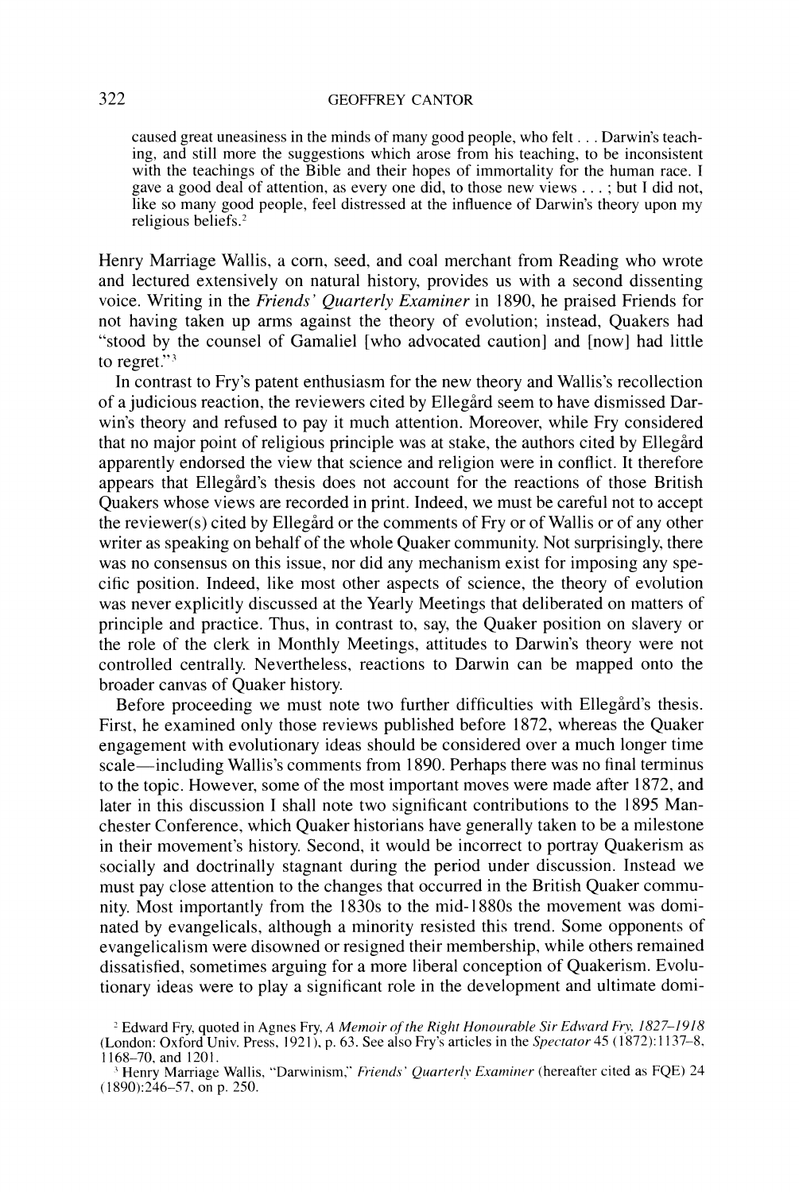> caused great uneasiness in the minds of many good people, who felt . . . Darwin's teaching, and still more the suggestions which arose from his teaching, to be inconsistent with the teachings of the Bible and their hopes of immortality for the human race. I gave a good deal of attention, as every one did, to those new views . . . ; but I did not, like so many good people, feel distressed at the influence of Darwin's theory upon my religious beliefs.[2]

Henry Marriage Wallis, a corn, seed, and coal merchant from Reading who wrote and lectured extensively on natural history, provides us with a second dissenting voice. Writing in the *Friends' Quarterly Examiner* in 1890, he praised Friends for not having taken up arms against the theory of evolution; instead, Quakers had "stood by the counsel of Gamaliel [who advocated caution] and [now] had little to regret."[3]

In contrast to Fry's patent enthusiasm for the new theory and Wallis's recollection of a judicious reaction, the reviewers cited by Ellegård seem to have dismissed Darwin's theory and refused to pay it much attention. Moreover, while Fry considered that no major point of religious principle was at stake, the authors cited by Ellegård apparently endorsed the view that science and religion were in conflict. It therefore appears that Ellegård's thesis does not account for the reactions of those British Quakers whose views are recorded in print. Indeed, we must be careful not to accept the reviewer(s) cited by Ellegård or the comments of Fry or of Wallis or of any other writer as speaking on behalf of the whole Quaker community. Not surprisingly, there was no consensus on this issue, nor did any mechanism exist for imposing any specific position. Indeed, like most other aspects of science, the theory of evolution was never explicitly discussed at the Yearly Meetings that deliberated on matters of principle and practice. Thus, in contrast to, say, the Quaker position on slavery or the role of the clerk in Monthly Meetings, attitudes to Darwin's theory were not controlled centrally. Nevertheless, reactions to Darwin can be mapped onto the broader canvas of Quaker history.

Before proceeding we must note two further difficulties with Ellegård's thesis. First, he examined only those reviews published before 1872, whereas the Quaker engagement with evolutionary ideas should be considered over a much longer time scale—including Wallis's comments from 1890. Perhaps there was no final terminus to the topic. However, some of the most important moves were made after 1872, and later in this discussion I shall note two significant contributions to the 1895 Manchester Conference, which Quaker historians have generally taken to be a milestone in their movement's history. Second, it would be incorrect to portray Quakerism as socially and doctrinally stagnant during the period under discussion. Instead we must pay close attention to the changes that occurred in the British Quaker community. Most importantly from the 1830s to the mid-1880s the movement was dominated by evangelicals, although a minority resisted this trend. Some opponents of evangelicalism were disowned or resigned their membership, while others remained dissatisfied, sometimes arguing for a more liberal conception of Quakerism. Evolutionary ideas were to play a significant role in the development and ultimate domi-

[2] Edward Fry, quoted in Agnes Fry, *A Memoir of the Right Honourable Sir Edward Fry, 1827–1918* (London: Oxford Univ. Press, 1921), p. 63. See also Fry's articles in the *Spectator* 45 (1872):1137–8, 1168–70, and 1201.

[3] Henry Marriage Wallis, "Darwinism," *Friends' Quarterly Examiner* (hereafter cited as FQE) 24 (1890):246–57, on p. 250.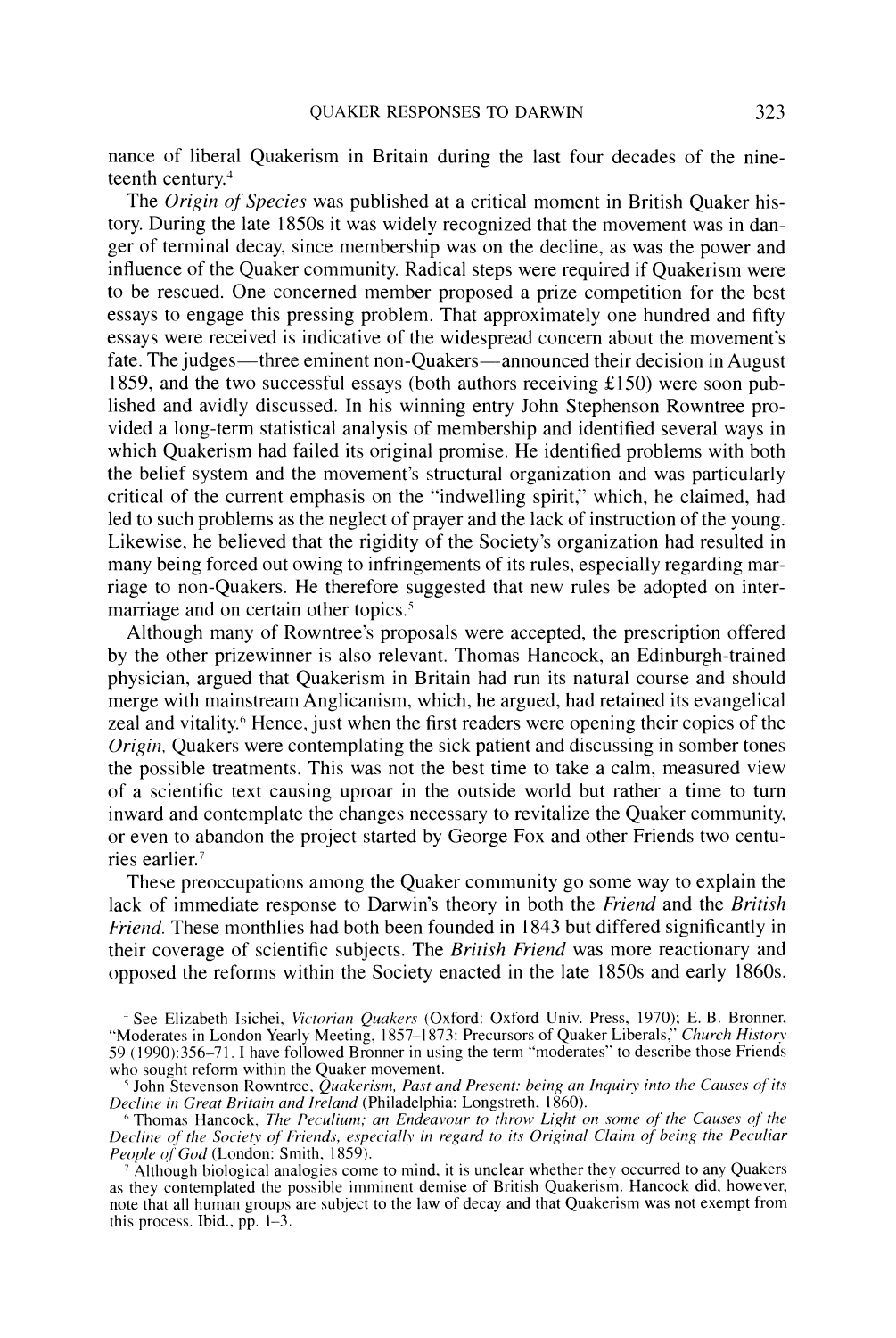nance of liberal Quakerism in Britain during the last four decades of the nineteenth century.[4]

The *Origin of Species* was published at a critical moment in British Quaker history. During the late 1850s it was widely recognized that the movement was in danger of terminal decay, since membership was on the decline, as was the power and influence of the Quaker community. Radical steps were required if Quakerism were to be rescued. One concerned member proposed a prize competition for the best essays to engage this pressing problem. That approximately one hundred and fifty essays were received is indicative of the widespread concern about the movement's fate. The judges—three eminent non-Quakers—announced their decision in August 1859, and the two successful essays (both authors receiving £150) were soon published and avidly discussed. In his winning entry John Stephenson Rowntree provided a long-term statistical analysis of membership and identified several ways in which Quakerism had failed its original promise. He identified problems with both the belief system and the movement's structural organization and was particularly critical of the current emphasis on the "indwelling spirit," which, he claimed, had led to such problems as the neglect of prayer and the lack of instruction of the young. Likewise, he believed that the rigidity of the Society's organization had resulted in many being forced out owing to infringements of its rules, especially regarding marriage to non-Quakers. He therefore suggested that new rules be adopted on intermarriage and on certain other topics.[5]

Although many of Rowntree's proposals were accepted, the prescription offered by the other prizewinner is also relevant. Thomas Hancock, an Edinburgh-trained physician, argued that Quakerism in Britain had run its natural course and should merge with mainstream Anglicanism, which, he argued, had retained its evangelical zeal and vitality.[6] Hence, just when the first readers were opening their copies of the *Origin*, Quakers were contemplating the sick patient and discussing in somber tones the possible treatments. This was not the best time to take a calm, measured view of a scientific text causing uproar in the outside world but rather a time to turn inward and contemplate the changes necessary to revitalize the Quaker community, or even to abandon the project started by George Fox and other Friends two centuries earlier.[7]

These preoccupations among the Quaker community go some way to explain the lack of immediate response to Darwin's theory in both the *Friend* and the *British Friend*. These monthlies had both been founded in 1843 but differed significantly in their coverage of scientific subjects. The *British Friend* was more reactionary and opposed the reforms within the Society enacted in the late 1850s and early 1860s.

[4] See Elizabeth Isichei, *Victorian Quakers* (Oxford: Oxford Univ. Press, 1970); E. B. Bronner, "Moderates in London Yearly Meeting, 1857–1873: Precursors of Quaker Liberals," *Church History* 59 (1990):356–71. I have followed Bronner in using the term "moderates" to describe those Friends who sought reform within the Quaker movement.

[5] John Stevenson Rowntree, *Quakerism, Past and Present: being an Inquiry into the Causes of its Decline in Great Britain and Ireland* (Philadelphia: Longstreth, 1860).

[6] Thomas Hancock, *The Peculium; an Endeavour to throw Light on some of the Causes of the Decline of the Society of Friends, especially in regard to its Original Claim of being the Peculiar People of God* (London: Smith, 1859).

[7] Although biological analogies come to mind, it is unclear whether they occurred to any Quakers as they contemplated the possible imminent demise of British Quakerism. Hancock did, however, note that all human groups are subject to the law of decay and that Quakerism was not exempt from this process. Ibid., pp. 1–3.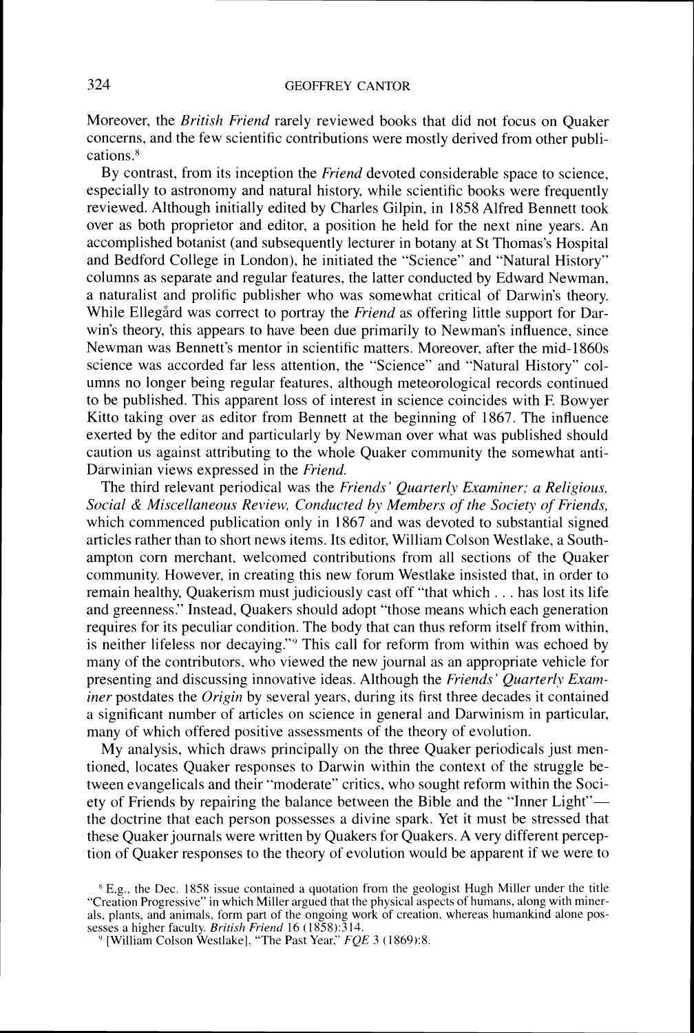Moreover, the *British Friend* rarely reviewed books that did not focus on Quaker concerns, and the few scientific contributions were mostly derived from other publications.[8]

By contrast, from its inception the *Friend* devoted considerable space to science, especially to astronomy and natural history, while scientific books were frequently reviewed. Although initially edited by Charles Gilpin, in 1858 Alfred Bennett took over as both proprietor and editor, a position he held for the next nine years. An accomplished botanist (and subsequently lecturer in botany at St Thomas's Hospital and Bedford College in London), he initiated the "Science" and "Natural History" columns as separate and regular features, the latter conducted by Edward Newman, a naturalist and prolific publisher who was somewhat critical of Darwin's theory. While Ellegård was correct to portray the *Friend* as offering little support for Darwin's theory, this appears to have been due primarily to Newman's influence, since Newman was Bennett's mentor in scientific matters. Moreover, after the mid-1860s science was accorded far less attention, the "Science" and "Natural History" columns no longer being regular features, although meteorological records continued to be published. This apparent loss of interest in science coincides with F. Bowyer Kitto taking over as editor from Bennett at the beginning of 1867. The influence exerted by the editor and particularly by Newman over what was published should caution us against attributing to the whole Quaker community the somewhat anti-Darwinian views expressed in the *Friend*.

The third relevant periodical was the *Friends' Quarterly Examiner; a Religious, Social & Miscellaneous Review, Conducted by Members of the Society of Friends*, which commenced publication only in 1867 and was devoted to substantial signed articles rather than to short news items. Its editor, William Colson Westlake, a Southampton corn merchant, welcomed contributions from all sections of the Quaker community. However, in creating this new forum Westlake insisted that, in order to remain healthy, Quakerism must judiciously cast off "that which . . . has lost its life and greenness." Instead, Quakers should adopt "those means which each generation requires for its peculiar condition. The body that can thus reform itself from within, is neither lifeless nor decaying."[9] This call for reform from within was echoed by many of the contributors, who viewed the new journal as an appropriate vehicle for presenting and discussing innovative ideas. Although the *Friends' Quarterly Examiner* postdates the *Origin* by several years, during its first three decades it contained a significant number of articles on science in general and Darwinism in particular, many of which offered positive assessments of the theory of evolution.

My analysis, which draws principally on the three Quaker periodicals just mentioned, locates Quaker responses to Darwin within the context of the struggle between evangelicals and their "moderate" critics, who sought reform within the Society of Friends by repairing the balance between the Bible and the "Inner Light"—the doctrine that each person possesses a divine spark. Yet it must be stressed that these Quaker journals were written by Quakers for Quakers. A very different perception of Quaker responses to the theory of evolution would be apparent if we were to

---

[8] E.g., the Dec. 1858 issue contained a quotation from the geologist Hugh Miller under the title "Creation Progressive" in which Miller argued that the physical aspects of humans, along with minerals, plants, and animals, form part of the ongoing work of creation, whereas humankind alone possesses a higher faculty. *British Friend* 16 (1858):314.

[9] [William Colson Westlake], "The Past Year," *FQE* 3 (1869):8.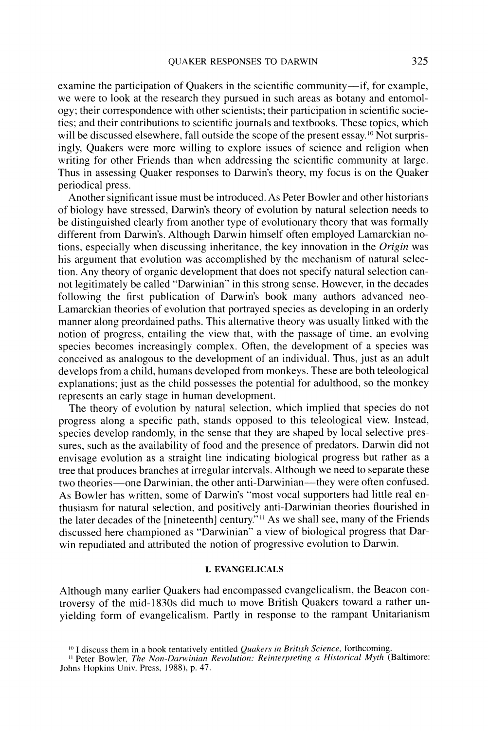examine the participation of Quakers in the scientific community—if, for example, we were to look at the research they pursued in such areas as botany and entomology; their correspondence with other scientists; their participation in scientific societies; and their contributions to scientific journals and textbooks. These topics, which will be discussed elsewhere, fall outside the scope of the present essay.[10] Not surprisingly, Quakers were more willing to explore issues of science and religion when writing for other Friends than when addressing the scientific community at large. Thus in assessing Quaker responses to Darwin's theory, my focus is on the Quaker periodical press.

Another significant issue must be introduced. As Peter Bowler and other historians of biology have stressed, Darwin's theory of evolution by natural selection needs to be distinguished clearly from another type of evolutionary theory that was formally different from Darwin's. Although Darwin himself often employed Lamarckian notions, especially when discussing inheritance, the key innovation in the *Origin* was his argument that evolution was accomplished by the mechanism of natural selection. Any theory of organic development that does not specify natural selection cannot legitimately be called "Darwinian" in this strong sense. However, in the decades following the first publication of Darwin's book many authors advanced neo-Lamarckian theories of evolution that portrayed species as developing in an orderly manner along preordained paths. This alternative theory was usually linked with the notion of progress, entailing the view that, with the passage of time, an evolving species becomes increasingly complex. Often, the development of a species was conceived as analogous to the development of an individual. Thus, just as an adult develops from a child, humans developed from monkeys. These are both teleological explanations; just as the child possesses the potential for adulthood, so the monkey represents an early stage in human development.

The theory of evolution by natural selection, which implied that species do not progress along a specific path, stands opposed to this teleological view. Instead, species develop randomly, in the sense that they are shaped by local selective pressures, such as the availability of food and the presence of predators. Darwin did not envisage evolution as a straight line indicating biological progress but rather as a tree that produces branches at irregular intervals. Although we need to separate these two theories—one Darwinian, the other anti-Darwinian—they were often confused. As Bowler has written, some of Darwin's "most vocal supporters had little real enthusiasm for natural selection, and positively anti-Darwinian theories flourished in the later decades of the [nineteenth] century."[11] As we shall see, many of the Friends discussed here championed as "Darwinian" a view of biological progress that Darwin repudiated and attributed the notion of progressive evolution to Darwin.

## I. EVANGELICALS

Although many earlier Quakers had encompassed evangelicalism, the Beacon controversy of the mid-1830s did much to move British Quakers toward a rather unyielding form of evangelicalism. Partly in response to the rampant Unitarianism

[10] I discuss them in a book tentatively entitled *Quakers in British Science*, forthcoming.

[11] Peter Bowler, *The Non-Darwinian Revolution: Reinterpreting a Historical Myth* (Baltimore: Johns Hopkins Univ. Press, 1988), p. 47.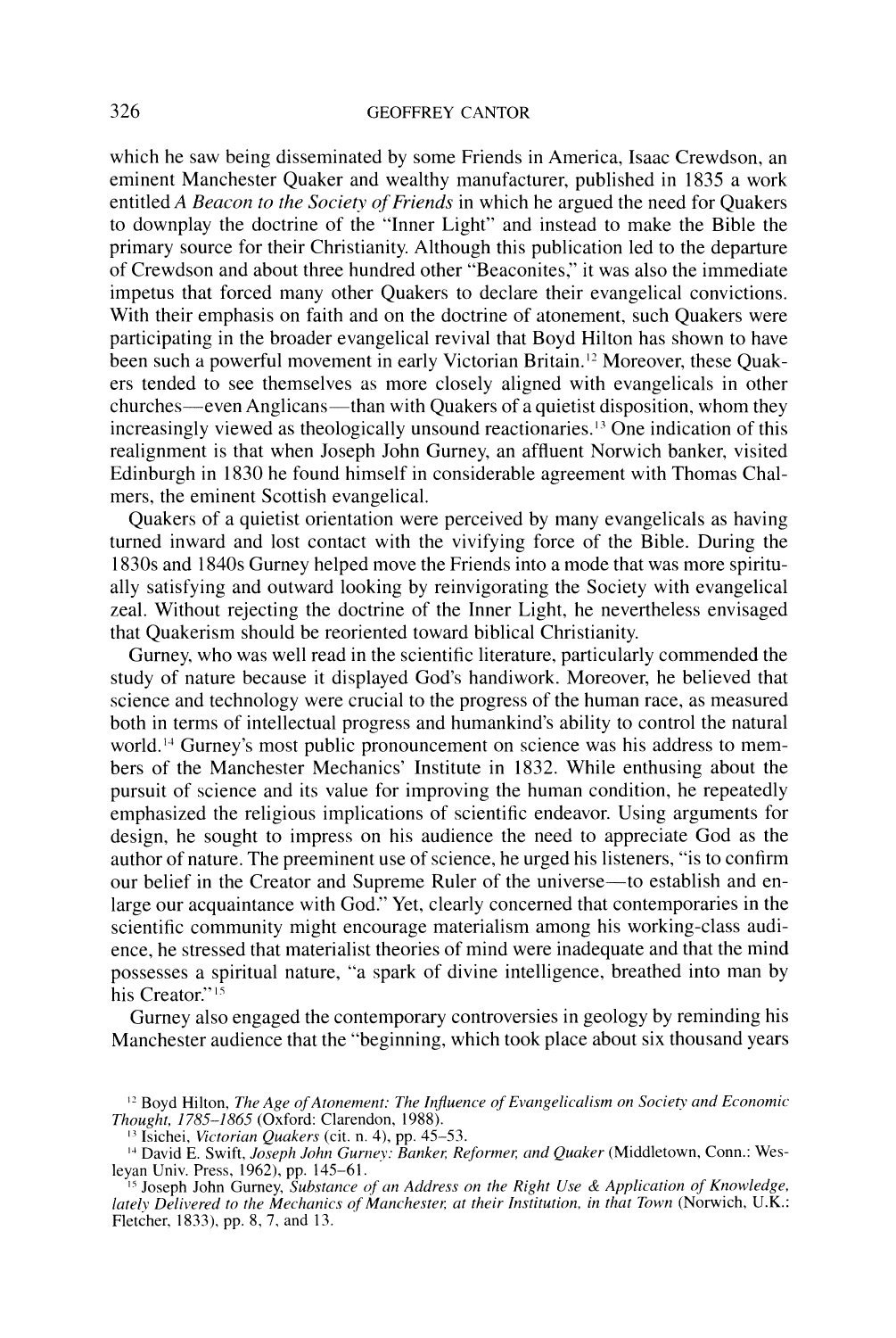which he saw being disseminated by some Friends in America, Isaac Crewdson, an eminent Manchester Quaker and wealthy manufacturer, published in 1835 a work entitled *A Beacon to the Society of Friends* in which he argued the need for Quakers to downplay the doctrine of the "Inner Light" and instead to make the Bible the primary source for their Christianity. Although this publication led to the departure of Crewdson and about three hundred other "Beaconites," it was also the immediate impetus that forced many other Quakers to declare their evangelical convictions. With their emphasis on faith and on the doctrine of atonement, such Quakers were participating in the broader evangelical revival that Boyd Hilton has shown to have been such a powerful movement in early Victorian Britain.[12] Moreover, these Quakers tended to see themselves as more closely aligned with evangelicals in other churches—even Anglicans—than with Quakers of a quietist disposition, whom they increasingly viewed as theologically unsound reactionaries.[13] One indication of this realignment is that when Joseph John Gurney, an affluent Norwich banker, visited Edinburgh in 1830 he found himself in considerable agreement with Thomas Chalmers, the eminent Scottish evangelical.

Quakers of a quietist orientation were perceived by many evangelicals as having turned inward and lost contact with the vivifying force of the Bible. During the 1830s and 1840s Gurney helped move the Friends into a mode that was more spiritually satisfying and outward looking by reinvigorating the Society with evangelical zeal. Without rejecting the doctrine of the Inner Light, he nevertheless envisaged that Quakerism should be reoriented toward biblical Christianity.

Gurney, who was well read in the scientific literature, particularly commended the study of nature because it displayed God's handiwork. Moreover, he believed that science and technology were crucial to the progress of the human race, as measured both in terms of intellectual progress and humankind's ability to control the natural world.[14] Gurney's most public pronouncement on science was his address to members of the Manchester Mechanics' Institute in 1832. While enthusing about the pursuit of science and its value for improving the human condition, he repeatedly emphasized the religious implications of scientific endeavor. Using arguments for design, he sought to impress on his audience the need to appreciate God as the author of nature. The preeminent use of science, he urged his listeners, "is to confirm our belief in the Creator and Supreme Ruler of the universe—to establish and enlarge our acquaintance with God." Yet, clearly concerned that contemporaries in the scientific community might encourage materialism among his working-class audience, he stressed that materialist theories of mind were inadequate and that the mind possesses a spiritual nature, "a spark of divine intelligence, breathed into man by his Creator."[15]

Gurney also engaged the contemporary controversies in geology by reminding his Manchester audience that the "beginning, which took place about six thousand years

[12] Boyd Hilton, *The Age of Atonement: The Influence of Evangelicalism on Society and Economic Thought, 1785–1865* (Oxford: Clarendon, 1988).

[13] Isichei, *Victorian Quakers* (cit. n. 4), pp. 45–53.

[14] David E. Swift, *Joseph John Gurney: Banker, Reformer, and Quaker* (Middletown, Conn.: Wesleyan Univ. Press, 1962), pp. 145–61.

[15] Joseph John Gurney, *Substance of an Address on the Right Use & Application of Knowledge, lately Delivered to the Mechanics of Manchester, at their Institution, in that Town* (Norwich, U.K.: Fletcher, 1833), pp. 8, 7, and 13.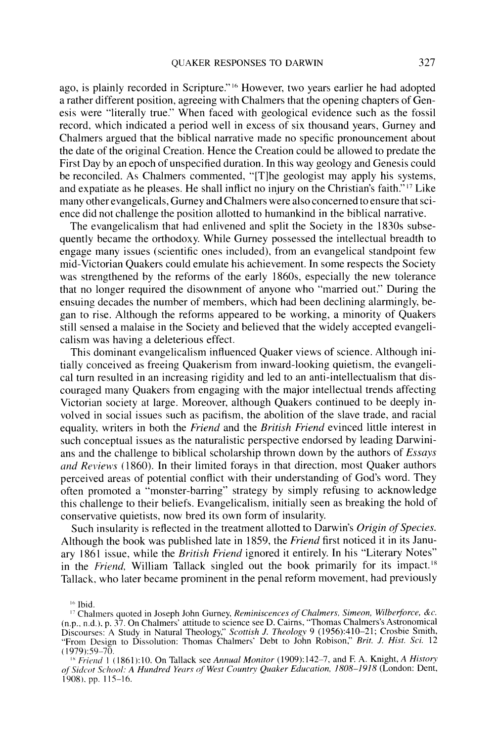ago, is plainly recorded in Scripture."[16] However, two years earlier he had adopted a rather different position, agreeing with Chalmers that the opening chapters of Genesis were "literally true." When faced with geological evidence such as the fossil record, which indicated a period well in excess of six thousand years, Gurney and Chalmers argued that the biblical narrative made no specific pronouncement about the date of the original Creation. Hence the Creation could be allowed to predate the First Day by an epoch of unspecified duration. In this way geology and Genesis could be reconciled. As Chalmers commented, "[T]he geologist may apply his systems, and expatiate as he pleases. He shall inflict no injury on the Christian's faith."[17] Like many other evangelicals, Gurney and Chalmers were also concerned to ensure that science did not challenge the position allotted to humankind in the biblical narrative.

The evangelicalism that had enlivened and split the Society in the 1830s subsequently became the orthodoxy. While Gurney possessed the intellectual breadth to engage many issues (scientific ones included), from an evangelical standpoint few mid-Victorian Quakers could emulate his achievement. In some respects the Society was strengthened by the reforms of the early 1860s, especially the new tolerance that no longer required the disownment of anyone who "married out." During the ensuing decades the number of members, which had been declining alarmingly, began to rise. Although the reforms appeared to be working, a minority of Quakers still sensed a malaise in the Society and believed that the widely accepted evangelicalism was having a deleterious effect.

This dominant evangelicalism influenced Quaker views of science. Although initially conceived as freeing Quakerism from inward-looking quietism, the evangelical turn resulted in an increasing rigidity and led to an anti-intellectualism that discouraged many Quakers from engaging with the major intellectual trends affecting Victorian society at large. Moreover, although Quakers continued to be deeply involved in social issues such as pacifism, the abolition of the slave trade, and racial equality, writers in both the *Friend* and the *British Friend* evinced little interest in such conceptual issues as the naturalistic perspective endorsed by leading Darwinians and the challenge to biblical scholarship thrown down by the authors of *Essays and Reviews* (1860). In their limited forays in that direction, most Quaker authors perceived areas of potential conflict with their understanding of God's word. They often promoted a "monster-barring" strategy by simply refusing to acknowledge this challenge to their beliefs. Evangelicalism, initially seen as breaking the hold of conservative quietists, now bred its own form of insularity.

Such insularity is reflected in the treatment allotted to Darwin's *Origin of Species*. Although the book was published late in 1859, the *Friend* first noticed it in its January 1861 issue, while the *British Friend* ignored it entirely. In his "Literary Notes" in the *Friend*, William Tallack singled out the book primarily for its impact.[18] Tallack, who later became prominent in the penal reform movement, had previously

[16] Ibid.

[17] Chalmers quoted in Joseph John Gurney, *Reminiscences of Chalmers, Simeon, Wilberforce, &c.* (n.p., n.d.), p. 37. On Chalmers' attitude to science see D. Cairns, "Thomas Chalmers's Astronomical Discourses: A Study in Natural Theology," *Scottish J. Theology* 9 (1956):410–21; Crosbie Smith, "From Design to Dissolution: Thomas Chalmers' Debt to John Robison," *Brit. J. Hist. Sci.* 12 (1979):59–70.

[18] *Friend* 1 (1861):10. On Tallack see *Annual Monitor* (1909):142–7, and F. A. Knight, *A History of Sidcot School: A Hundred Years of West Country Quaker Education, 1808–1918* (London: Dent, 1908), pp. 115–16.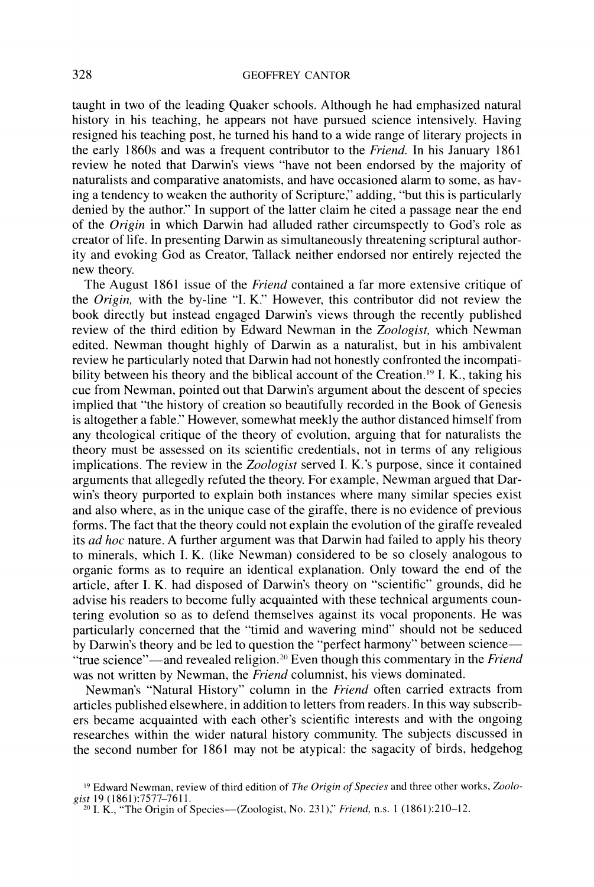taught in two of the leading Quaker schools. Although he had emphasized natural history in his teaching, he appears not have pursued science intensively. Having resigned his teaching post, he turned his hand to a wide range of literary projects in the early 1860s and was a frequent contributor to the *Friend*. In his January 1861 review he noted that Darwin's views "have not been endorsed by the majority of naturalists and comparative anatomists, and have occasioned alarm to some, as having a tendency to weaken the authority of Scripture," adding, "but this is particularly denied by the author." In support of the latter claim he cited a passage near the end of the *Origin* in which Darwin had alluded rather circumspectly to God's role as creator of life. In presenting Darwin as simultaneously threatening scriptural authority and evoking God as Creator, Tallack neither endorsed nor entirely rejected the new theory.

The August 1861 issue of the *Friend* contained a far more extensive critique of the *Origin*, with the by-line "I. K." However, this contributor did not review the book directly but instead engaged Darwin's views through the recently published review of the third edition by Edward Newman in the *Zoologist*, which Newman edited. Newman thought highly of Darwin as a naturalist, but in his ambivalent review he particularly noted that Darwin had not honestly confronted the incompatibility between his theory and the biblical account of the Creation.[19] I. K., taking his cue from Newman, pointed out that Darwin's argument about the descent of species implied that "the history of creation so beautifully recorded in the Book of Genesis is altogether a fable." However, somewhat meekly the author distanced himself from any theological critique of the theory of evolution, arguing that for naturalists the theory must be assessed on its scientific credentials, not in terms of any religious implications. The review in the *Zoologist* served I. K.'s purpose, since it contained arguments that allegedly refuted the theory. For example, Newman argued that Darwin's theory purported to explain both instances where many similar species exist and also where, as in the unique case of the giraffe, there is no evidence of previous forms. The fact that the theory could not explain the evolution of the giraffe revealed its *ad hoc* nature. A further argument was that Darwin had failed to apply his theory to minerals, which I. K. (like Newman) considered to be so closely analogous to organic forms as to require an identical explanation. Only toward the end of the article, after I. K. had disposed of Darwin's theory on "scientific" grounds, did he advise his readers to become fully acquainted with these technical arguments countering evolution so as to defend themselves against its vocal proponents. He was particularly concerned that the "timid and wavering mind" should not be seduced by Darwin's theory and be led to question the "perfect harmony" between science—"true science"—and revealed religion.[20] Even though this commentary in the *Friend* was not written by Newman, the *Friend* columnist, his views dominated.

Newman's "Natural History" column in the *Friend* often carried extracts from articles published elsewhere, in addition to letters from readers. In this way subscribers became acquainted with each other's scientific interests and with the ongoing researches within the wider natural history community. The subjects discussed in the second number for 1861 may not be atypical: the sagacity of birds, hedgehog

[19] Edward Newman, review of third edition of *The Origin of Species* and three other works, *Zoologist* 19 (1861):7577–7611.

[20] I. K., "The Origin of Species—(Zoologist, No. 231)," *Friend*, n.s. 1 (1861):210–12.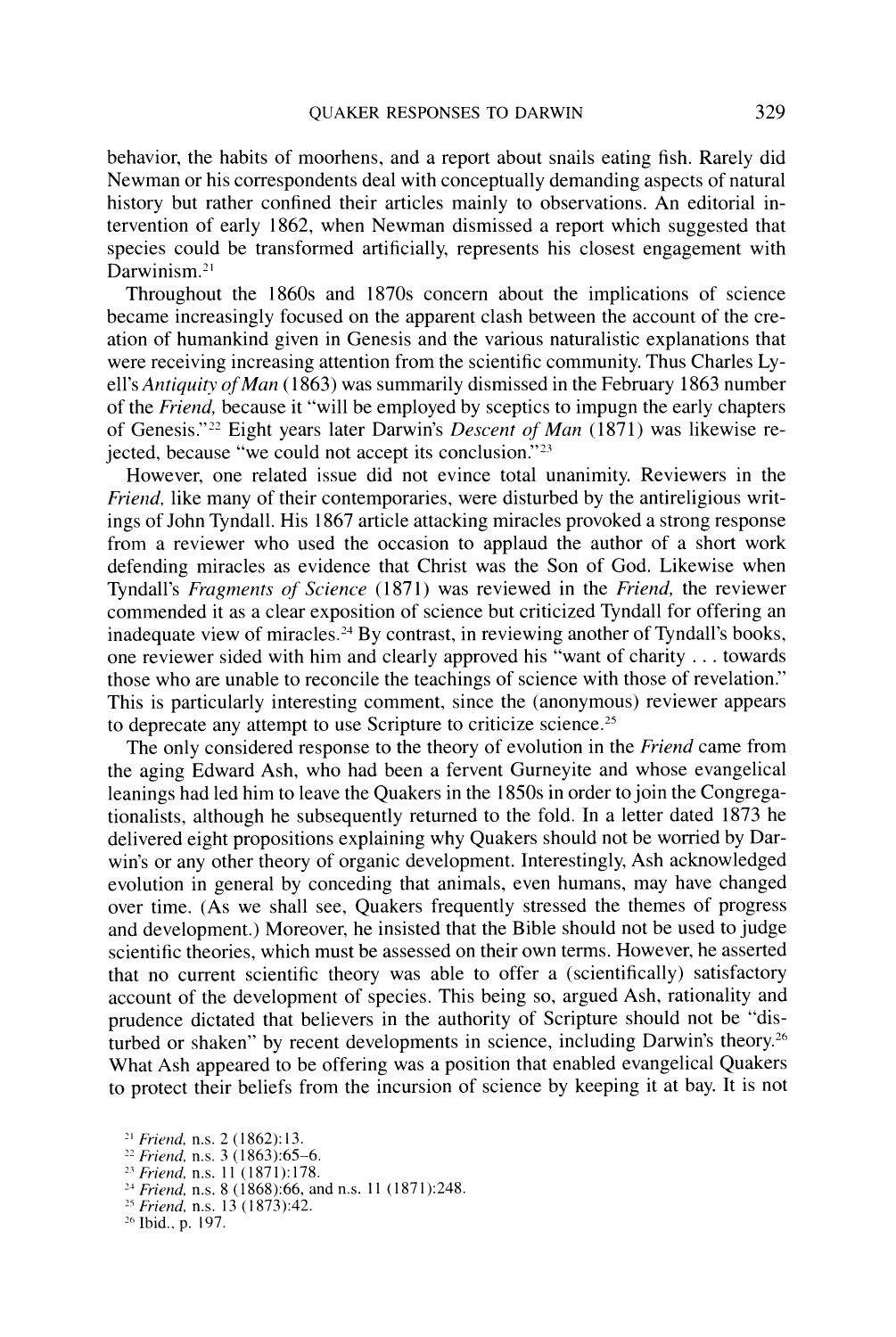behavior, the habits of moorhens, and a report about snails eating fish. Rarely did Newman or his correspondents deal with conceptually demanding aspects of natural history but rather confined their articles mainly to observations. An editorial intervention of early 1862, when Newman dismissed a report which suggested that species could be transformed artificially, represents his closest engagement with Darwinism.[21]

Throughout the 1860s and 1870s concern about the implications of science became increasingly focused on the apparent clash between the account of the creation of humankind given in Genesis and the various naturalistic explanations that were receiving increasing attention from the scientific community. Thus Charles Lyell's *Antiquity of Man* (1863) was summarily dismissed in the February 1863 number of the *Friend*, because it "will be employed by sceptics to impugn the early chapters of Genesis."[22] Eight years later Darwin's *Descent of Man* (1871) was likewise rejected, because "we could not accept its conclusion."[23]

However, one related issue did not evince total unanimity. Reviewers in the *Friend*, like many of their contemporaries, were disturbed by the antireligious writings of John Tyndall. His 1867 article attacking miracles provoked a strong response from a reviewer who used the occasion to applaud the author of a short work defending miracles as evidence that Christ was the Son of God. Likewise when Tyndall's *Fragments of Science* (1871) was reviewed in the *Friend*, the reviewer commended it as a clear exposition of science but criticized Tyndall for offering an inadequate view of miracles.[24] By contrast, in reviewing another of Tyndall's books, one reviewer sided with him and clearly approved his "want of charity . . . towards those who are unable to reconcile the teachings of science with those of revelation." This is particularly interesting comment, since the (anonymous) reviewer appears to deprecate any attempt to use Scripture to criticize science.[25]

The only considered response to the theory of evolution in the *Friend* came from the aging Edward Ash, who had been a fervent Gurneyite and whose evangelical leanings had led him to leave the Quakers in the 1850s in order to join the Congregationalists, although he subsequently returned to the fold. In a letter dated 1873 he delivered eight propositions explaining why Quakers should not be worried by Darwin's or any other theory of organic development. Interestingly, Ash acknowledged evolution in general by conceding that animals, even humans, may have changed over time. (As we shall see, Quakers frequently stressed the themes of progress and development.) Moreover, he insisted that the Bible should not be used to judge scientific theories, which must be assessed on their own terms. However, he asserted that no current scientific theory was able to offer a (scientifically) satisfactory account of the development of species. This being so, argued Ash, rationality and prudence dictated that believers in the authority of Scripture should not be "disturbed or shaken" by recent developments in science, including Darwin's theory.[26] What Ash appeared to be offering was a position that enabled evangelical Quakers to protect their beliefs from the incursion of science by keeping it at bay. It is not

[21] *Friend*, n.s. 2 (1862):13.
[22] *Friend*, n.s. 3 (1863):65–6.
[23] *Friend*, n.s. 11 (1871):178.
[24] *Friend*, n.s. 8 (1868):66, and n.s. 11 (1871):248.
[25] *Friend*, n.s. 13 (1873):42.
[26] Ibid., p. 197.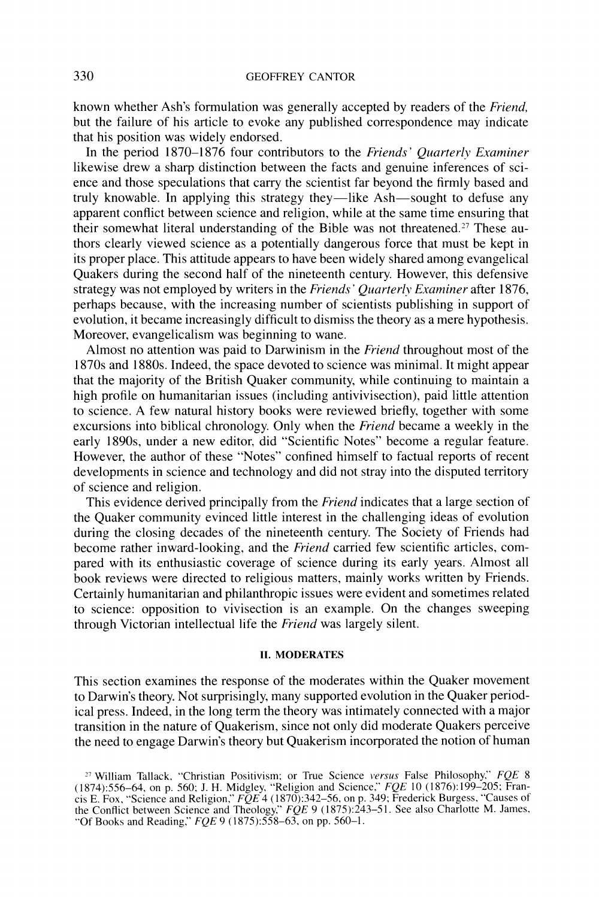known whether Ash's formulation was generally accepted by readers of the *Friend*, but the failure of his article to evoke any published correspondence may indicate that his position was widely endorsed.

In the period 1870–1876 four contributors to the *Friends' Quarterly Examiner* likewise drew a sharp distinction between the facts and genuine inferences of science and those speculations that carry the scientist far beyond the firmly based and truly knowable. In applying this strategy they—like Ash—sought to defuse any apparent conflict between science and religion, while at the same time ensuring that their somewhat literal understanding of the Bible was not threatened.[27] These authors clearly viewed science as a potentially dangerous force that must be kept in its proper place. This attitude appears to have been widely shared among evangelical Quakers during the second half of the nineteenth century. However, this defensive strategy was not employed by writers in the *Friends' Quarterly Examiner* after 1876, perhaps because, with the increasing number of scientists publishing in support of evolution, it became increasingly difficult to dismiss the theory as a mere hypothesis. Moreover, evangelicalism was beginning to wane.

Almost no attention was paid to Darwinism in the *Friend* throughout most of the 1870s and 1880s. Indeed, the space devoted to science was minimal. It might appear that the majority of the British Quaker community, while continuing to maintain a high profile on humanitarian issues (including antivivisection), paid little attention to science. A few natural history books were reviewed briefly, together with some excursions into biblical chronology. Only when the *Friend* became a weekly in the early 1890s, under a new editor, did "Scientific Notes" become a regular feature. However, the author of these "Notes" confined himself to factual reports of recent developments in science and technology and did not stray into the disputed territory of science and religion.

This evidence derived principally from the *Friend* indicates that a large section of the Quaker community evinced little interest in the challenging ideas of evolution during the closing decades of the nineteenth century. The Society of Friends had become rather inward-looking, and the *Friend* carried few scientific articles, compared with its enthusiastic coverage of science during its early years. Almost all book reviews were directed to religious matters, mainly works written by Friends. Certainly humanitarian and philanthropic issues were evident and sometimes related to science: opposition to vivisection is an example. On the changes sweeping through Victorian intellectual life the *Friend* was largely silent.

## II. MODERATES

This section examines the response of the moderates within the Quaker movement to Darwin's theory. Not surprisingly, many supported evolution in the Quaker periodical press. Indeed, in the long term the theory was intimately connected with a major transition in the nature of Quakerism, since not only did moderate Quakers perceive the need to engage Darwin's theory but Quakerism incorporated the notion of human

[27] William Tallack, "Christian Positivism; or True Science *versus* False Philosophy," *FQE* 8 (1874):556–64, on p. 560; J. H. Midgley, "Religion and Science," *FQE* 10 (1876):199–205; Francis E. Fox, "Science and Religion," *FQE* 4 (1870):342–56, on p. 349; Frederick Burgess, "Causes of the Conflict between Science and Theology," *FQE* 9 (1875):243–51. See also Charlotte M. James, "Of Books and Reading," *FQE* 9 (1875):558–63, on pp. 560–1.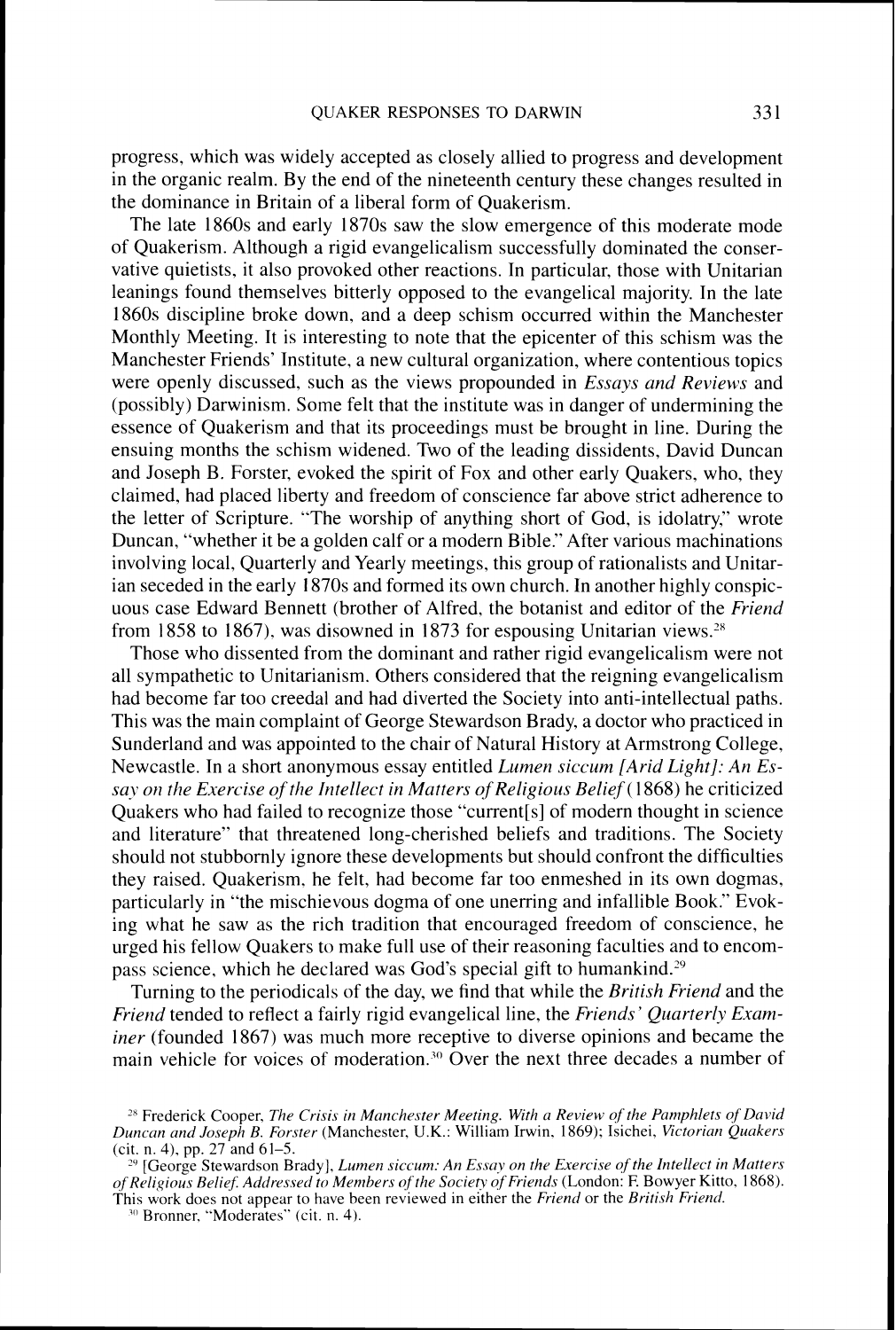progress, which was widely accepted as closely allied to progress and development in the organic realm. By the end of the nineteenth century these changes resulted in the dominance in Britain of a liberal form of Quakerism.

The late 1860s and early 1870s saw the slow emergence of this moderate mode of Quakerism. Although a rigid evangelicalism successfully dominated the conservative quietists, it also provoked other reactions. In particular, those with Unitarian leanings found themselves bitterly opposed to the evangelical majority. In the late 1860s discipline broke down, and a deep schism occurred within the Manchester Monthly Meeting. It is interesting to note that the epicenter of this schism was the Manchester Friends' Institute, a new cultural organization, where contentious topics were openly discussed, such as the views propounded in *Essays and Reviews* and (possibly) Darwinism. Some felt that the institute was in danger of undermining the essence of Quakerism and that its proceedings must be brought in line. During the ensuing months the schism widened. Two of the leading dissidents, David Duncan and Joseph B. Forster, evoked the spirit of Fox and other early Quakers, who, they claimed, had placed liberty and freedom of conscience far above strict adherence to the letter of Scripture. "The worship of anything short of God, is idolatry," wrote Duncan, "whether it be a golden calf or a modern Bible." After various machinations involving local, Quarterly and Yearly meetings, this group of rationalists and Unitarian seceded in the early 1870s and formed its own church. In another highly conspicuous case Edward Bennett (brother of Alfred, the botanist and editor of the *Friend* from 1858 to 1867), was disowned in 1873 for espousing Unitarian views.[28]

Those who dissented from the dominant and rather rigid evangelicalism were not all sympathetic to Unitarianism. Others considered that the reigning evangelicalism had become far too creedal and had diverted the Society into anti-intellectual paths. This was the main complaint of George Stewardson Brady, a doctor who practiced in Sunderland and was appointed to the chair of Natural History at Armstrong College, Newcastle. In a short anonymous essay entitled *Lumen siccum [Arid Light]: An Essay on the Exercise of the Intellect in Matters of Religious Belief* (1868) he criticized Quakers who had failed to recognize those "current[s] of modern thought in science and literature" that threatened long-cherished beliefs and traditions. The Society should not stubbornly ignore these developments but should confront the difficulties they raised. Quakerism, he felt, had become far too enmeshed in its own dogmas, particularly in "the mischievous dogma of one unerring and infallible Book." Evoking what he saw as the rich tradition that encouraged freedom of conscience, he urged his fellow Quakers to make full use of their reasoning faculties and to encompass science, which he declared was God's special gift to humankind.[29]

Turning to the periodicals of the day, we find that while the *British Friend* and the *Friend* tended to reflect a fairly rigid evangelical line, the *Friends' Quarterly Examiner* (founded 1867) was much more receptive to diverse opinions and became the main vehicle for voices of moderation.[30] Over the next three decades a number of

[28] Frederick Cooper, *The Crisis in Manchester Meeting. With a Review of the Pamphlets of David Duncan and Joseph B. Forster* (Manchester, U.K.: William Irwin, 1869); Isichei, *Victorian Quakers* (cit. n. 4), pp. 27 and 61–5.

[29] [George Stewardson Brady], *Lumen siccum: An Essay on the Exercise of the Intellect in Matters of Religious Belief. Addressed to Members of the Society of Friends* (London: F. Bowyer Kitto, 1868). This work does not appear to have been reviewed in either the *Friend* or the *British Friend*.

[30] Bronner, "Moderates" (cit. n. 4).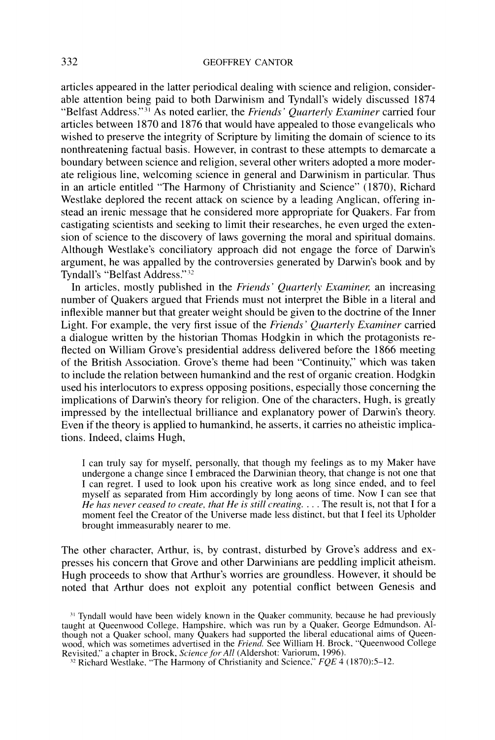articles appeared in the latter periodical dealing with science and religion, considerable attention being paid to both Darwinism and Tyndall's widely discussed 1874 "Belfast Address."[31] As noted earlier, the *Friends' Quarterly Examiner* carried four articles between 1870 and 1876 that would have appealed to those evangelicals who wished to preserve the integrity of Scripture by limiting the domain of science to its nonthreatening factual basis. However, in contrast to these attempts to demarcate a boundary between science and religion, several other writers adopted a more moderate religious line, welcoming science in general and Darwinism in particular. Thus in an article entitled "The Harmony of Christianity and Science" (1870), Richard Westlake deplored the recent attack on science by a leading Anglican, offering instead an irenic message that he considered more appropriate for Quakers. Far from castigating scientists and seeking to limit their researches, he even urged the extension of science to the discovery of laws governing the moral and spiritual domains. Although Westlake's conciliatory approach did not engage the force of Darwin's argument, he was appalled by the controversies generated by Darwin's book and by Tyndall's "Belfast Address."[32]

In articles, mostly published in the *Friends' Quarterly Examiner*, an increasing number of Quakers argued that Friends must not interpret the Bible in a literal and inflexible manner but that greater weight should be given to the doctrine of the Inner Light. For example, the very first issue of the *Friends' Quarterly Examiner* carried a dialogue written by the historian Thomas Hodgkin in which the protagonists reflected on William Grove's presidential address delivered before the 1866 meeting of the British Association. Grove's theme had been "Continuity," which was taken to include the relation between humankind and the rest of organic creation. Hodgkin used his interlocutors to express opposing positions, especially those concerning the implications of Darwin's theory for religion. One of the characters, Hugh, is greatly impressed by the intellectual brilliance and explanatory power of Darwin's theory. Even if the theory is applied to humankind, he asserts, it carries no atheistic implications. Indeed, claims Hugh,

> I can truly say for myself, personally, that though my feelings as to my Maker have undergone a change since I embraced the Darwinian theory, that change is not one that I can regret. I used to look upon his creative work as long since ended, and to feel myself as separated from Him accordingly by long aeons of time. Now I can see that *He has never ceased to create, that He is still creating*. . . . The result is, not that I for a moment feel the Creator of the Universe made less distinct, but that I feel its Upholder brought immeasurably nearer to me.

The other character, Arthur, is, by contrast, disturbed by Grove's address and expresses his concern that Grove and other Darwinians are peddling implicit atheism. Hugh proceeds to show that Arthur's worries are groundless. However, it should be noted that Arthur does not exploit any potential conflict between Genesis and

[31] Tyndall would have been widely known in the Quaker community, because he had previously taught at Queenwood College, Hampshire, which was run by a Quaker, George Edmundson. Although not a Quaker school, many Quakers had supported the liberal educational aims of Queenwood, which was sometimes advertised in the *Friend*. See William H. Brock, "Queenwood College Revisited," a chapter in Brock, *Science for All* (Aldershot: Variorum, 1996).

[32] Richard Westlake, "The Harmony of Christianity and Science," *FQE* 4 (1870):5–12.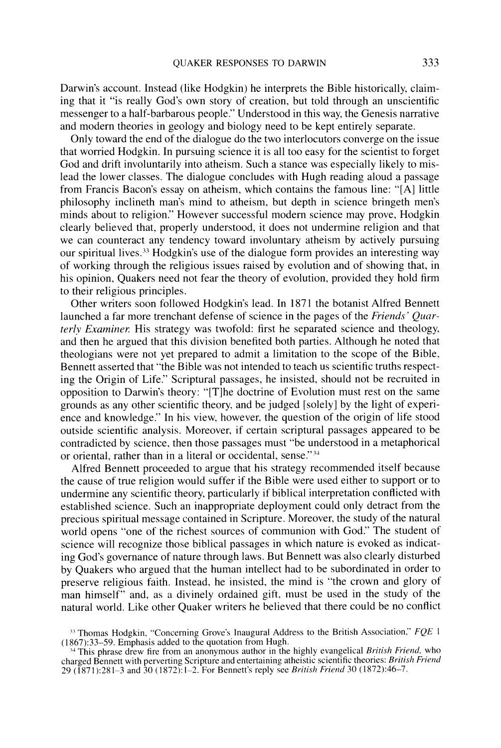Darwin's account. Instead (like Hodgkin) he interprets the Bible historically, claiming that it "is really God's own story of creation, but told through an unscientific messenger to a half-barbarous people." Understood in this way, the Genesis narrative and modern theories in geology and biology need to be kept entirely separate.

Only toward the end of the dialogue do the two interlocutors converge on the issue that worried Hodgkin. In pursuing science it is all too easy for the scientist to forget God and drift involuntarily into atheism. Such a stance was especially likely to mislead the lower classes. The dialogue concludes with Hugh reading aloud a passage from Francis Bacon's essay on atheism, which contains the famous line: "[A] little philosophy inclineth man's mind to atheism, but depth in science bringeth men's minds about to religion." However successful modern science may prove, Hodgkin clearly believed that, properly understood, it does not undermine religion and that we can counteract any tendency toward involuntary atheism by actively pursuing our spiritual lives.[33] Hodgkin's use of the dialogue form provides an interesting way of working through the religious issues raised by evolution and of showing that, in his opinion, Quakers need not fear the theory of evolution, provided they hold firm to their religious principles.

Other writers soon followed Hodgkin's lead. In 1871 the botanist Alfred Bennett launched a far more trenchant defense of science in the pages of the *Friends' Quarterly Examiner.* His strategy was twofold: first he separated science and theology, and then he argued that this division benefited both parties. Although he noted that theologians were not yet prepared to admit a limitation to the scope of the Bible, Bennett asserted that "the Bible was not intended to teach us scientific truths respecting the Origin of Life." Scriptural passages, he insisted, should not be recruited in opposition to Darwin's theory: "[T]he doctrine of Evolution must rest on the same grounds as any other scientific theory, and be judged [solely] by the light of experience and knowledge." In his view, however, the question of the origin of life stood outside scientific analysis. Moreover, if certain scriptural passages appeared to be contradicted by science, then those passages must "be understood in a metaphorical or oriental, rather than in a literal or occidental, sense."[34]

Alfred Bennett proceeded to argue that his strategy recommended itself because the cause of true religion would suffer if the Bible were used either to support or to undermine any scientific theory, particularly if biblical interpretation conflicted with established science. Such an inappropriate deployment could only detract from the precious spiritual message contained in Scripture. Moreover, the study of the natural world opens "one of the richest sources of communion with God." The student of science will recognize those biblical passages in which nature is evoked as indicating God's governance of nature through laws. But Bennett was also clearly disturbed by Quakers who argued that the human intellect had to be subordinated in order to preserve religious faith. Instead, he insisted, the mind is "the crown and glory of man himself" and, as a divinely ordained gift, must be used in the study of the natural world. Like other Quaker writers he believed that there could be no conflict

[33] Thomas Hodgkin, "Concerning Grove's Inaugural Address to the British Association," *FQE* 1 (1867):33–59. Emphasis added to the quotation from Hugh.

[34] This phrase drew fire from an anonymous author in the highly evangelical *British Friend,* who charged Bennett with perverting Scripture and entertaining atheistic scientific theories: *British Friend* 29 (1871):281–3 and 30 (1872):1–2. For Bennett's reply see *British Friend* 30 (1872):46–7.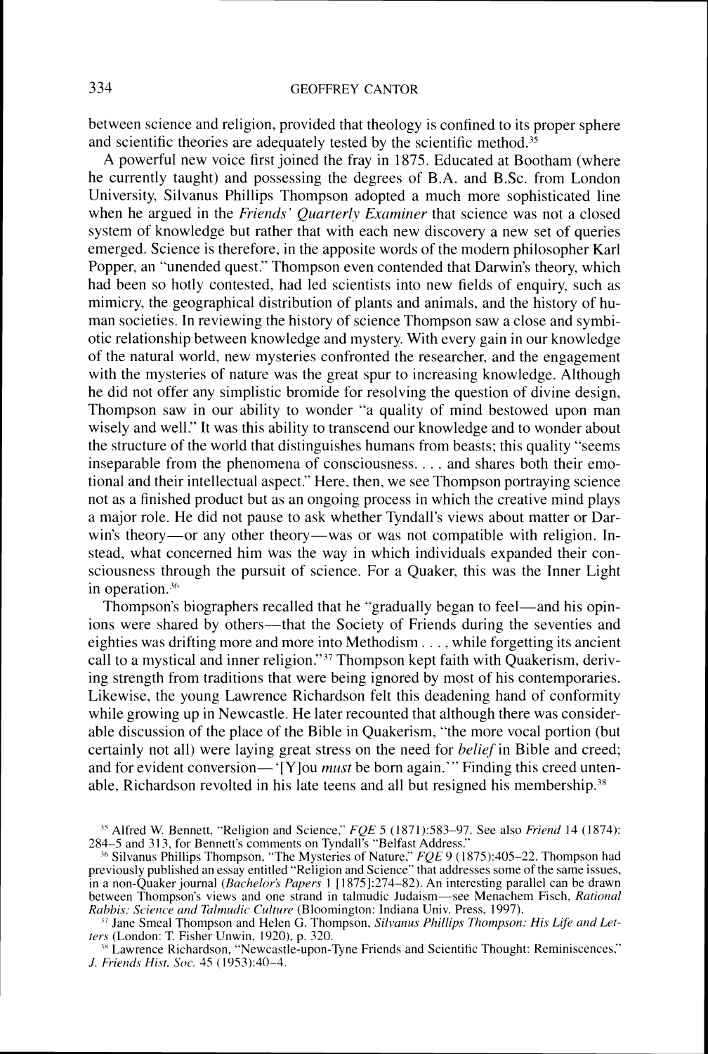between science and religion, provided that theology is confined to its proper sphere and scientific theories are adequately tested by the scientific method.[35]

A powerful new voice first joined the fray in 1875. Educated at Bootham (where he currently taught) and possessing the degrees of B.A. and B.Sc. from London University, Silvanus Phillips Thompson adopted a much more sophisticated line when he argued in the *Friends' Quarterly Examiner* that science was not a closed system of knowledge but rather that with each new discovery a new set of queries emerged. Science is therefore, in the apposite words of the modern philosopher Karl Popper, an "unended quest." Thompson even contended that Darwin's theory, which had been so hotly contested, had led scientists into new fields of enquiry, such as mimicry, the geographical distribution of plants and animals, and the history of human societies. In reviewing the history of science Thompson saw a close and symbiotic relationship between knowledge and mystery. With every gain in our knowledge of the natural world, new mysteries confronted the researcher, and the engagement with the mysteries of nature was the great spur to increasing knowledge. Although he did not offer any simplistic bromide for resolving the question of divine design, Thompson saw in our ability to wonder "a quality of mind bestowed upon man wisely and well." It was this ability to transcend our knowledge and to wonder about the structure of the world that distinguishes humans from beasts; this quality "seems inseparable from the phenomena of consciousness. . . . and shares both their emotional and their intellectual aspect." Here, then, we see Thompson portraying science not as a finished product but as an ongoing process in which the creative mind plays a major role. He did not pause to ask whether Tyndall's views about matter or Darwin's theory—or any other theory—was or was not compatible with religion. Instead, what concerned him was the way in which individuals expanded their consciousness through the pursuit of science. For a Quaker, this was the Inner Light in operation.[36]

Thompson's biographers recalled that he "gradually began to feel—and his opinions were shared by others—that the Society of Friends during the seventies and eighties was drifting more and more into Methodism . . . , while forgetting its ancient call to a mystical and inner religion."[37] Thompson kept faith with Quakerism, deriving strength from traditions that were being ignored by most of his contemporaries. Likewise, the young Lawrence Richardson felt this deadening hand of conformity while growing up in Newcastle. He later recounted that although there was considerable discussion of the place of the Bible in Quakerism, "the more vocal portion (but certainly not all) were laying great stress on the need for *belief* in Bible and creed; and for evident conversion—'[Y]ou *must* be born again.'" Finding this creed untenable, Richardson revolted in his late teens and all but resigned his membership.[38]

[35] Alfred W. Bennett, "Religion and Science," *FQE* 5 (1871):583–97. See also *Friend* 14 (1874): 284–5 and 313, for Bennett's comments on Tyndall's "Belfast Address."

[36] Silvanus Phillips Thompson, "The Mysteries of Nature," *FQE* 9 (1875):405–22. Thompson had previously published an essay entitled "Religion and Science" that addresses some of the same issues, in a non-Quaker journal (*Bachelor's Papers* 1 [1875]:274–82). An interesting parallel can be drawn between Thompson's views and one strand in talmudic Judaism—see Menachem Fisch, *Rational Rabbis: Science and Talmudic Culture* (Bloomington: Indiana Univ. Press, 1997).

[37] Jane Smeal Thompson and Helen G. Thompson, *Silvanus Phillips Thompson: His Life and Letters* (London: T. Fisher Unwin, 1920), p. 320.

[38] Lawrence Richardson, "Newcastle-upon-Tyne Friends and Scientific Thought: Reminiscences," *J. Friends Hist. Soc.* 45 (1953):40–4.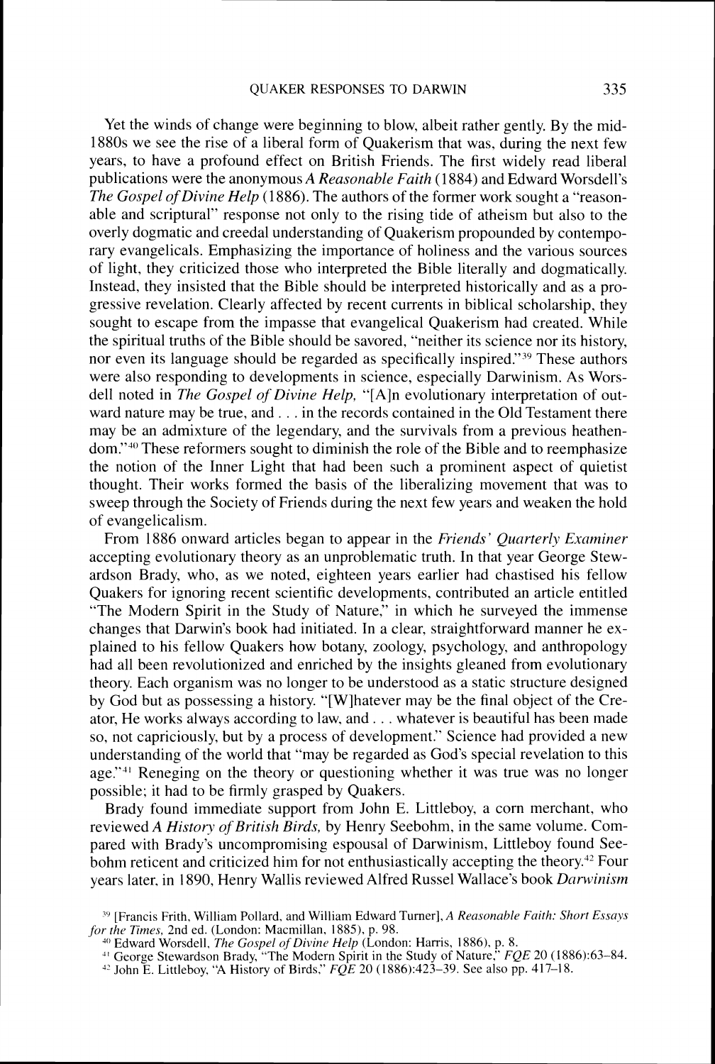Yet the winds of change were beginning to blow, albeit rather gently. By the mid-1880s we see the rise of a liberal form of Quakerism that was, during the next few years, to have a profound effect on British Friends. The first widely read liberal publications were the anonymous *A Reasonable Faith* (1884) and Edward Worsdell's *The Gospel of Divine Help* (1886). The authors of the former work sought a "reasonable and scriptural" response not only to the rising tide of atheism but also to the overly dogmatic and creedal understanding of Quakerism propounded by contemporary evangelicals. Emphasizing the importance of holiness and the various sources of light, they criticized those who interpreted the Bible literally and dogmatically. Instead, they insisted that the Bible should be interpreted historically and as a progressive revelation. Clearly affected by recent currents in biblical scholarship, they sought to escape from the impasse that evangelical Quakerism had created. While the spiritual truths of the Bible should be savored, "neither its science nor its history, nor even its language should be regarded as specifically inspired."[39] These authors were also responding to developments in science, especially Darwinism. As Worsdell noted in *The Gospel of Divine Help*, "[A]n evolutionary interpretation of outward nature may be true, and . . . in the records contained in the Old Testament there may be an admixture of the legendary, and the survivals from a previous heathendom."[40] These reformers sought to diminish the role of the Bible and to reemphasize the notion of the Inner Light that had been such a prominent aspect of quietist thought. Their works formed the basis of the liberalizing movement that was to sweep through the Society of Friends during the next few years and weaken the hold of evangelicalism.

From 1886 onward articles began to appear in the *Friends' Quarterly Examiner* accepting evolutionary theory as an unproblematic truth. In that year George Stewardson Brady, who, as we noted, eighteen years earlier had chastised his fellow Quakers for ignoring recent scientific developments, contributed an article entitled "The Modern Spirit in the Study of Nature," in which he surveyed the immense changes that Darwin's book had initiated. In a clear, straightforward manner he explained to his fellow Quakers how botany, zoology, psychology, and anthropology had all been revolutionized and enriched by the insights gleaned from evolutionary theory. Each organism was no longer to be understood as a static structure designed by God but as possessing a history. "[W]hatever may be the final object of the Creator, He works always according to law, and . . . whatever is beautiful has been made so, not capriciously, but by a process of development." Science had provided a new understanding of the world that "may be regarded as God's special revelation to this age."[41] Reneging on the theory or questioning whether it was true was no longer possible; it had to be firmly grasped by Quakers.

Brady found immediate support from John E. Littleboy, a corn merchant, who reviewed *A History of British Birds*, by Henry Seebohm, in the same volume. Compared with Brady's uncompromising espousal of Darwinism, Littleboy found Seebohm reticent and criticized him for not enthusiastically accepting the theory.[42] Four years later, in 1890, Henry Wallis reviewed Alfred Russel Wallace's book *Darwinism*

[39] [Francis Frith, William Pollard, and William Edward Turner], *A Reasonable Faith: Short Essays for the Times*, 2nd ed. (London: Macmillan, 1885), p. 98.

[40] Edward Worsdell, *The Gospel of Divine Help* (London: Harris, 1886), p. 8.

[41] George Stewardson Brady, "The Modern Spirit in the Study of Nature," *FQE* 20 (1886):63–84.

[42] John E. Littleboy, "A History of Birds," *FQE* 20 (1886):423–39. See also pp. 417–18.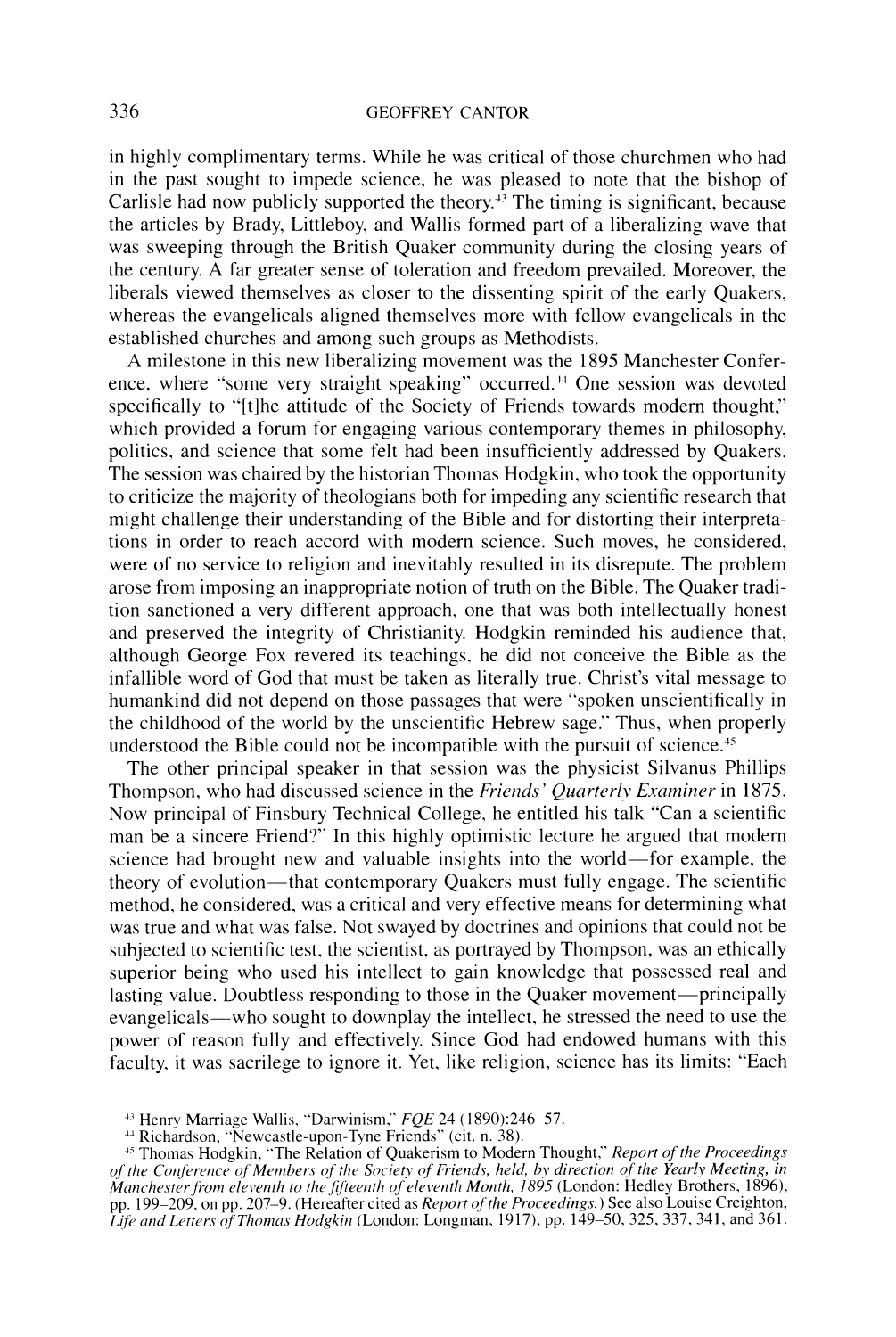in highly complimentary terms. While he was critical of those churchmen who had in the past sought to impede science, he was pleased to note that the bishop of Carlisle had now publicly supported the theory.[43] The timing is significant, because the articles by Brady, Littleboy, and Wallis formed part of a liberalizing wave that was sweeping through the British Quaker community during the closing years of the century. A far greater sense of toleration and freedom prevailed. Moreover, the liberals viewed themselves as closer to the dissenting spirit of the early Quakers, whereas the evangelicals aligned themselves more with fellow evangelicals in the established churches and among such groups as Methodists.

A milestone in this new liberalizing movement was the 1895 Manchester Conference, where "some very straight speaking" occurred.[44] One session was devoted specifically to "[t]he attitude of the Society of Friends towards modern thought," which provided a forum for engaging various contemporary themes in philosophy, politics, and science that some felt had been insufficiently addressed by Quakers. The session was chaired by the historian Thomas Hodgkin, who took the opportunity to criticize the majority of theologians both for impeding any scientific research that might challenge their understanding of the Bible and for distorting their interpretations in order to reach accord with modern science. Such moves, he considered, were of no service to religion and inevitably resulted in its disrepute. The problem arose from imposing an inappropriate notion of truth on the Bible. The Quaker tradition sanctioned a very different approach, one that was both intellectually honest and preserved the integrity of Christianity. Hodgkin reminded his audience that, although George Fox revered its teachings, he did not conceive the Bible as the infallible word of God that must be taken as literally true. Christ's vital message to humankind did not depend on those passages that were "spoken unscientifically in the childhood of the world by the unscientific Hebrew sage." Thus, when properly understood the Bible could not be incompatible with the pursuit of science.[45]

The other principal speaker in that session was the physicist Silvanus Phillips Thompson, who had discussed science in the *Friends' Quarterly Examiner* in 1875. Now principal of Finsbury Technical College, he entitled his talk "Can a scientific man be a sincere Friend?" In this highly optimistic lecture he argued that modern science had brought new and valuable insights into the world—for example, the theory of evolution—that contemporary Quakers must fully engage. The scientific method, he considered, was a critical and very effective means for determining what was true and what was false. Not swayed by doctrines and opinions that could not be subjected to scientific test, the scientist, as portrayed by Thompson, was an ethically superior being who used his intellect to gain knowledge that possessed real and lasting value. Doubtless responding to those in the Quaker movement—principally evangelicals—who sought to downplay the intellect, he stressed the need to use the power of reason fully and effectively. Since God had endowed humans with this faculty, it was sacrilege to ignore it. Yet, like religion, science has its limits: "Each

[43] Henry Marriage Wallis, "Darwinism," *FQE* 24 (1890):246–57.

[44] Richardson, "Newcastle-upon-Tyne Friends" (cit. n. 38).

[45] Thomas Hodgkin, "The Relation of Quakerism to Modern Thought," *Report of the Proceedings of the Conference of Members of the Society of Friends, held, by direction of the Yearly Meeting, in Manchester from eleventh to the fifteenth of eleventh Month, 1895* (London: Hedley Brothers, 1896), pp. 199–209, on pp. 207–9. (Hereafter cited as *Report of the Proceedings*.) See also Louise Creighton, *Life and Letters of Thomas Hodgkin* (London: Longman, 1917), pp. 149–50, 325, 337, 341, and 361.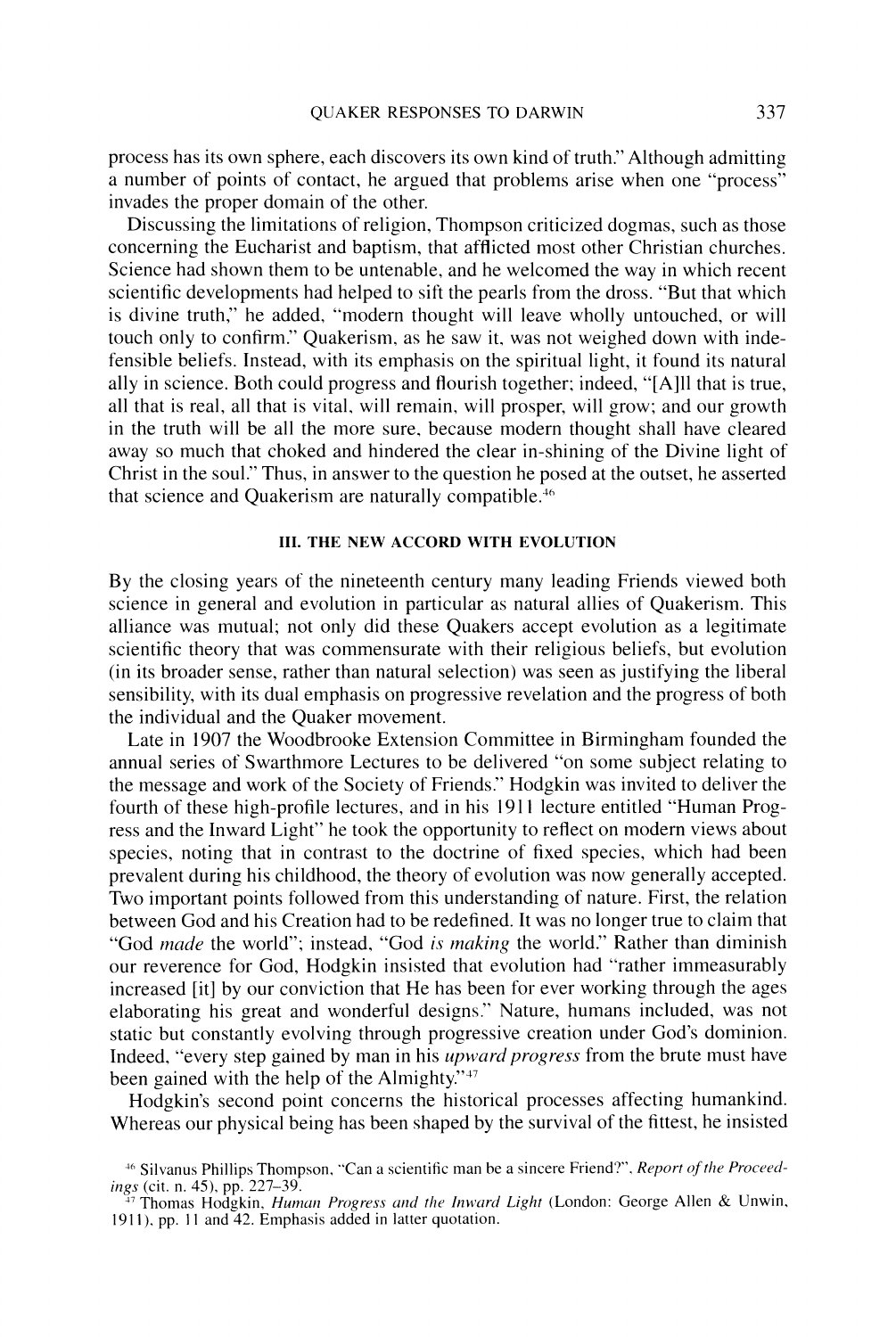process has its own sphere, each discovers its own kind of truth." Although admitting a number of points of contact, he argued that problems arise when one "process" invades the proper domain of the other.

Discussing the limitations of religion, Thompson criticized dogmas, such as those concerning the Eucharist and baptism, that afflicted most other Christian churches. Science had shown them to be untenable, and he welcomed the way in which recent scientific developments had helped to sift the pearls from the dross. "But that which is divine truth," he added, "modern thought will leave wholly untouched, or will touch only to confirm." Quakerism, as he saw it, was not weighed down with indefensible beliefs. Instead, with its emphasis on the spiritual light, it found its natural ally in science. Both could progress and flourish together; indeed, "[A]ll that is true, all that is real, all that is vital, will remain, will prosper, will grow; and our growth in the truth will be all the more sure, because modern thought shall have cleared away so much that choked and hindered the clear in-shining of the Divine light of Christ in the soul." Thus, in answer to the question he posed at the outset, he asserted that science and Quakerism are naturally compatible.[46]

## III. THE NEW ACCORD WITH EVOLUTION

By the closing years of the nineteenth century many leading Friends viewed both science in general and evolution in particular as natural allies of Quakerism. This alliance was mutual; not only did these Quakers accept evolution as a legitimate scientific theory that was commensurate with their religious beliefs, but evolution (in its broader sense, rather than natural selection) was seen as justifying the liberal sensibility, with its dual emphasis on progressive revelation and the progress of both the individual and the Quaker movement.

Late in 1907 the Woodbrooke Extension Committee in Birmingham founded the annual series of Swarthmore Lectures to be delivered "on some subject relating to the message and work of the Society of Friends." Hodgkin was invited to deliver the fourth of these high-profile lectures, and in his 1911 lecture entitled "Human Progress and the Inward Light" he took the opportunity to reflect on modern views about species, noting that in contrast to the doctrine of fixed species, which had been prevalent during his childhood, the theory of evolution was now generally accepted. Two important points followed from this understanding of nature. First, the relation between God and his Creation had to be redefined. It was no longer true to claim that "God *made* the world"; instead, "God *is making* the world." Rather than diminish our reverence for God, Hodgkin insisted that evolution had "rather immeasurably increased [it] by our conviction that He has been for ever working through the ages elaborating his great and wonderful designs." Nature, humans included, was not static but constantly evolving through progressive creation under God's dominion. Indeed, "every step gained by man in his *upward progress* from the brute must have been gained with the help of the Almighty."[47]

Hodgkin's second point concerns the historical processes affecting humankind. Whereas our physical being has been shaped by the survival of the fittest, he insisted

[46] Silvanus Phillips Thompson, "Can a scientific man be a sincere Friend?", *Report of the Proceedings* (cit. n. 45), pp. 227–39.

[47] Thomas Hodgkin, *Human Progress and the Inward Light* (London: George Allen & Unwin, 1911), pp. 11 and 42. Emphasis added in latter quotation.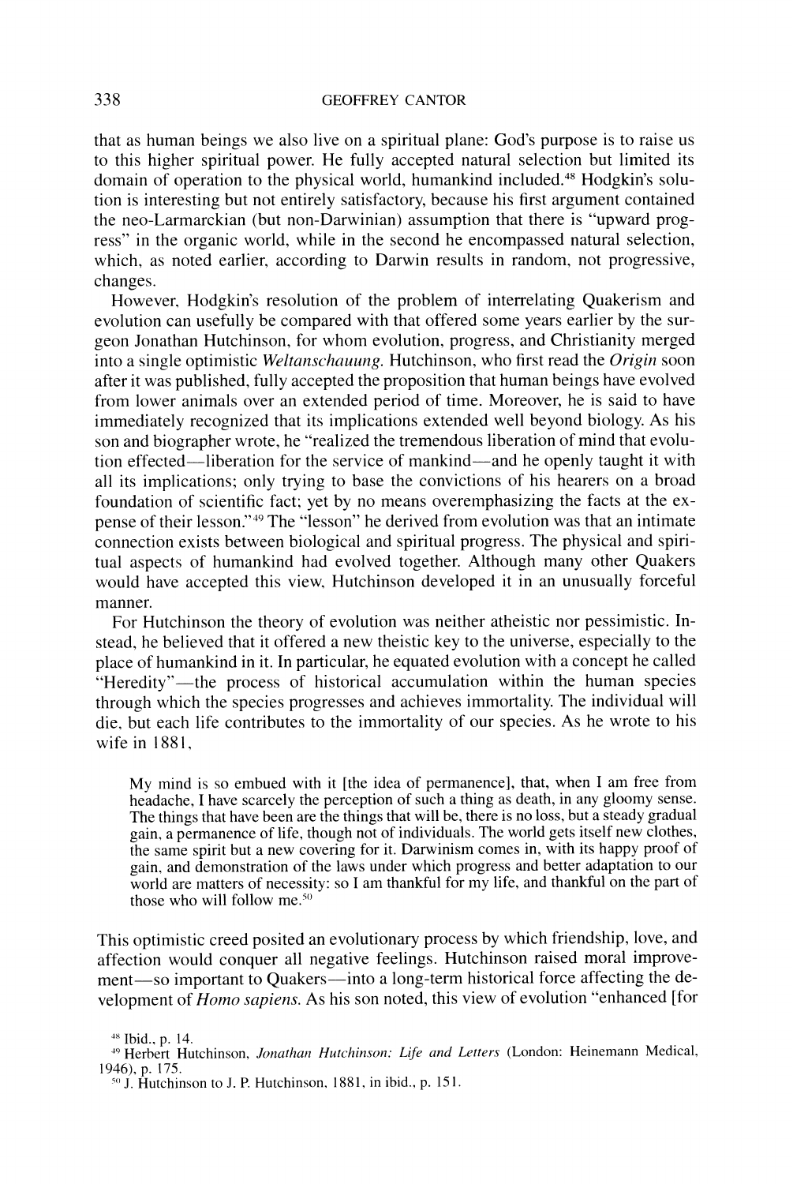that as human beings we also live on a spiritual plane: God's purpose is to raise us to this higher spiritual power. He fully accepted natural selection but limited its domain of operation to the physical world, humankind included.[48] Hodgkin's solution is interesting but not entirely satisfactory, because his first argument contained the neo-Larmarckian (but non-Darwinian) assumption that there is "upward progress" in the organic world, while in the second he encompassed natural selection, which, as noted earlier, according to Darwin results in random, not progressive, changes.

However, Hodgkin's resolution of the problem of interrelating Quakerism and evolution can usefully be compared with that offered some years earlier by the surgeon Jonathan Hutchinson, for whom evolution, progress, and Christianity merged into a single optimistic *Weltanschauung*. Hutchinson, who first read the *Origin* soon after it was published, fully accepted the proposition that human beings have evolved from lower animals over an extended period of time. Moreover, he is said to have immediately recognized that its implications extended well beyond biology. As his son and biographer wrote, he "realized the tremendous liberation of mind that evolution effected—liberation for the service of mankind—and he openly taught it with all its implications; only trying to base the convictions of his hearers on a broad foundation of scientific fact; yet by no means overemphasizing the facts at the expense of their lesson."[49] The "lesson" he derived from evolution was that an intimate connection exists between biological and spiritual progress. The physical and spiritual aspects of humankind had evolved together. Although many other Quakers would have accepted this view, Hutchinson developed it in an unusually forceful manner.

For Hutchinson the theory of evolution was neither atheistic nor pessimistic. Instead, he believed that it offered a new theistic key to the universe, especially to the place of humankind in it. In particular, he equated evolution with a concept he called "Heredity"—the process of historical accumulation within the human species through which the species progresses and achieves immortality. The individual will die, but each life contributes to the immortality of our species. As he wrote to his wife in 1881,

> My mind is so embued with it [the idea of permanence], that, when I am free from headache, I have scarcely the perception of such a thing as death, in any gloomy sense. The things that have been are the things that will be, there is no loss, but a steady gradual gain, a permanence of life, though not of individuals. The world gets itself new clothes, the same spirit but a new covering for it. Darwinism comes in, with its happy proof of gain, and demonstration of the laws under which progress and better adaptation to our world are matters of necessity: so I am thankful for my life, and thankful on the part of those who will follow me.[50]

This optimistic creed posited an evolutionary process by which friendship, love, and affection would conquer all negative feelings. Hutchinson raised moral improvement—so important to Quakers—into a long-term historical force affecting the development of *Homo sapiens*. As his son noted, this view of evolution "enhanced [for

[48] Ibid., p. 14.

[49] Herbert Hutchinson, *Jonathan Hutchinson: Life and Letters* (London: Heinemann Medical, 1946), p. 175.

[50] J. Hutchinson to J. P. Hutchinson, 1881, in ibid., p. 151.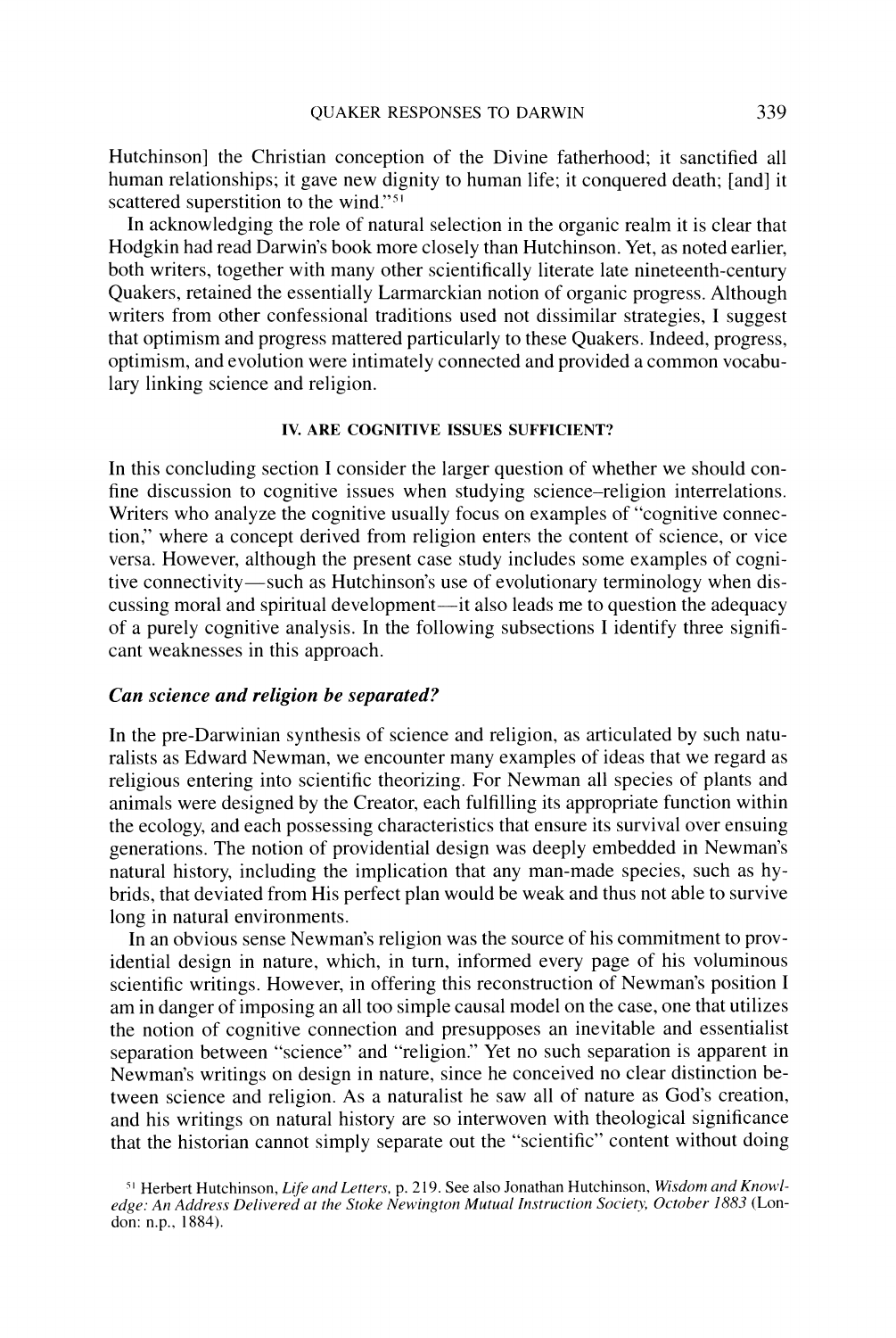Hutchinson] the Christian conception of the Divine fatherhood; it sanctified all human relationships; it gave new dignity to human life; it conquered death; [and] it scattered superstition to the wind."[51]

In acknowledging the role of natural selection in the organic realm it is clear that Hodgkin had read Darwin's book more closely than Hutchinson. Yet, as noted earlier, both writers, together with many other scientifically literate late nineteenth-century Quakers, retained the essentially Larmarckian notion of organic progress. Although writers from other confessional traditions used not dissimilar strategies, I suggest that optimism and progress mattered particularly to these Quakers. Indeed, progress, optimism, and evolution were intimately connected and provided a common vocabulary linking science and religion.

## IV. ARE COGNITIVE ISSUES SUFFICIENT?

In this concluding section I consider the larger question of whether we should confine discussion to cognitive issues when studying science–religion interrelations. Writers who analyze the cognitive usually focus on examples of "cognitive connection," where a concept derived from religion enters the content of science, or vice versa. However, although the present case study includes some examples of cognitive connectivity—such as Hutchinson's use of evolutionary terminology when discussing moral and spiritual development—it also leads me to question the adequacy of a purely cognitive analysis. In the following subsections I identify three significant weaknesses in this approach.

### *Can science and religion be separated?*

In the pre-Darwinian synthesis of science and religion, as articulated by such naturalists as Edward Newman, we encounter many examples of ideas that we regard as religious entering into scientific theorizing. For Newman all species of plants and animals were designed by the Creator, each fulfilling its appropriate function within the ecology, and each possessing characteristics that ensure its survival over ensuing generations. The notion of providential design was deeply embedded in Newman's natural history, including the implication that any man-made species, such as hybrids, that deviated from His perfect plan would be weak and thus not able to survive long in natural environments.

In an obvious sense Newman's religion was the source of his commitment to providential design in nature, which, in turn, informed every page of his voluminous scientific writings. However, in offering this reconstruction of Newman's position I am in danger of imposing an all too simple causal model on the case, one that utilizes the notion of cognitive connection and presupposes an inevitable and essentialist separation between "science" and "religion." Yet no such separation is apparent in Newman's writings on design in nature, since he conceived no clear distinction between science and religion. As a naturalist he saw all of nature as God's creation, and his writings on natural history are so interwoven with theological significance that the historian cannot simply separate out the "scientific" content without doing

[51] Herbert Hutchinson, *Life and Letters*, p. 219. See also Jonathan Hutchinson, *Wisdom and Knowledge: An Address Delivered at the Stoke Newington Mutual Instruction Society, October 1883* (London: n.p., 1884).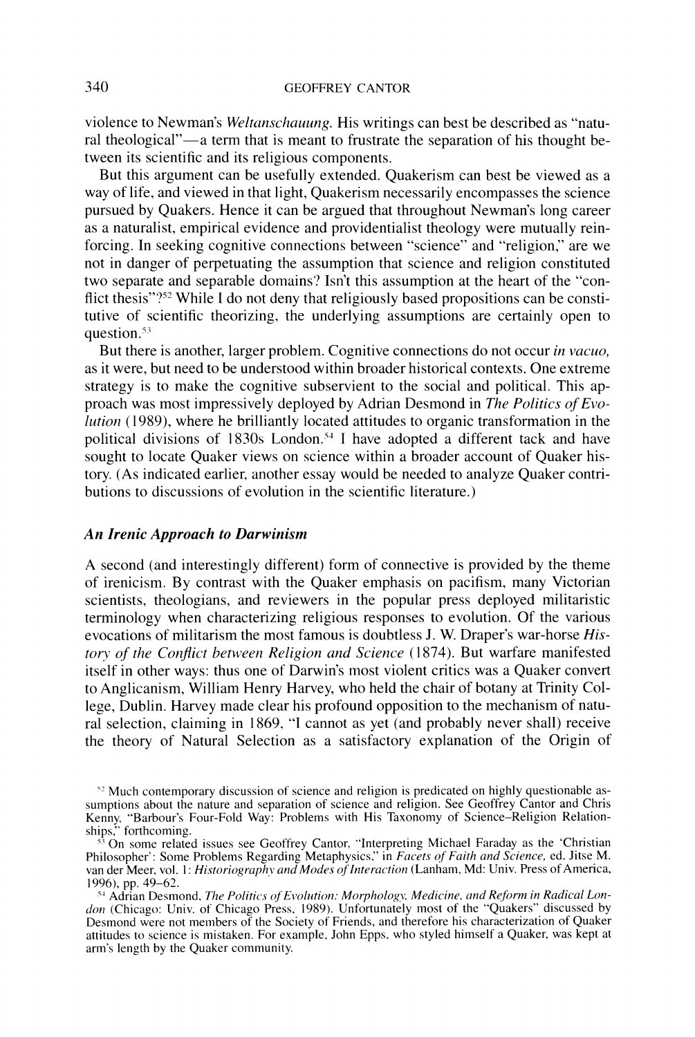violence to Newman's *Weltanschauung*. His writings can best be described as "natural theological"—a term that is meant to frustrate the separation of his thought between its scientific and its religious components.

But this argument can be usefully extended. Quakerism can best be viewed as a way of life, and viewed in that light, Quakerism necessarily encompasses the science pursued by Quakers. Hence it can be argued that throughout Newman's long career as a naturalist, empirical evidence and providentialist theology were mutually reinforcing. In seeking cognitive connections between "science" and "religion," are we not in danger of perpetuating the assumption that science and religion constituted two separate and separable domains? Isn't this assumption at the heart of the "conflict thesis"?[52] While I do not deny that religiously based propositions can be constitutive of scientific theorizing, the underlying assumptions are certainly open to question.[53]

But there is another, larger problem. Cognitive connections do not occur *in vacuo*, as it were, but need to be understood within broader historical contexts. One extreme strategy is to make the cognitive subservient to the social and political. This approach was most impressively deployed by Adrian Desmond in *The Politics of Evolution* (1989), where he brilliantly located attitudes to organic transformation in the political divisions of 1830s London.[54] I have adopted a different tack and have sought to locate Quaker views on science within a broader account of Quaker history. (As indicated earlier, another essay would be needed to analyze Quaker contributions to discussions of evolution in the scientific literature.)

### *An Irenic Approach to Darwinism*

A second (and interestingly different) form of connective is provided by the theme of irenicism. By contrast with the Quaker emphasis on pacifism, many Victorian scientists, theologians, and reviewers in the popular press deployed militaristic terminology when characterizing religious responses to evolution. Of the various evocations of militarism the most famous is doubtless J. W. Draper's war-horse *History of the Conflict between Religion and Science* (1874). But warfare manifested itself in other ways: thus one of Darwin's most violent critics was a Quaker convert to Anglicanism, William Henry Harvey, who held the chair of botany at Trinity College, Dublin. Harvey made clear his profound opposition to the mechanism of natural selection, claiming in 1869, "I cannot as yet (and probably never shall) receive the theory of Natural Selection as a satisfactory explanation of the Origin of

[52] Much contemporary discussion of science and religion is predicated on highly questionable assumptions about the nature and separation of science and religion. See Geoffrey Cantor and Chris Kenny, "Barbour's Four-Fold Way: Problems with His Taxonomy of Science–Religion Relationships," forthcoming.

[53] On some related issues see Geoffrey Cantor, "Interpreting Michael Faraday as the 'Christian Philosopher': Some Problems Regarding Metaphysics," in *Facets of Faith and Science*, ed. Jitse M. van der Meer, vol. 1: *Historiography and Modes of Interaction* (Lanham, Md: Univ. Press of America, 1996), pp. 49–62.

[54] Adrian Desmond, *The Politics of Evolution: Morphology, Medicine, and Reform in Radical London* (Chicago: Univ. of Chicago Press, 1989). Unfortunately most of the "Quakers" discussed by Desmond were not members of the Society of Friends, and therefore his characterization of Quaker attitudes to science is mistaken. For example, John Epps, who styled himself a Quaker, was kept at arm's length by the Quaker community.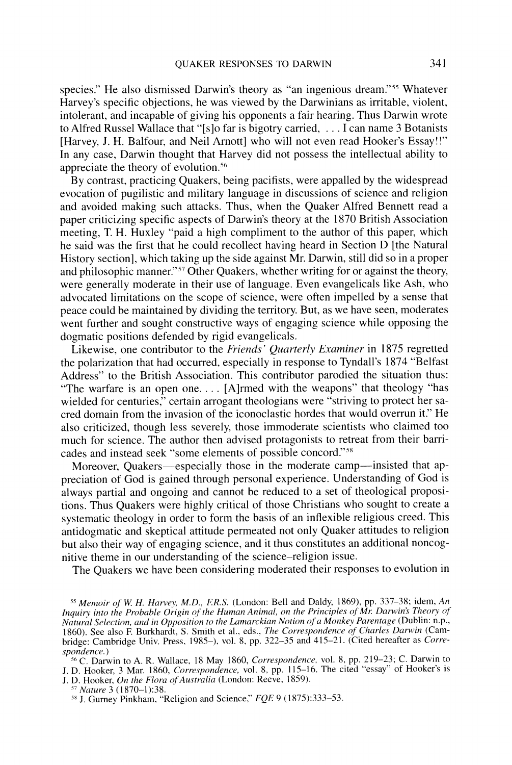species." He also dismissed Darwin's theory as "an ingenious dream."[55] Whatever Harvey's specific objections, he was viewed by the Darwinians as irritable, violent, intolerant, and incapable of giving his opponents a fair hearing. Thus Darwin wrote to Alfred Russel Wallace that "[s]o far is bigotry carried, . . . I can name 3 Botanists [Harvey, J. H. Balfour, and Neil Arnott] who will not even read Hooker's Essay!!" In any case, Darwin thought that Harvey did not possess the intellectual ability to appreciate the theory of evolution.[56]

By contrast, practicing Quakers, being pacifists, were appalled by the widespread evocation of pugilistic and military language in discussions of science and religion and avoided making such attacks. Thus, when the Quaker Alfred Bennett read a paper criticizing specific aspects of Darwin's theory at the 1870 British Association meeting, T. H. Huxley "paid a high compliment to the author of this paper, which he said was the first that he could recollect having heard in Section D [the Natural History section], which taking up the side against Mr. Darwin, still did so in a proper and philosophic manner."[57] Other Quakers, whether writing for or against the theory, were generally moderate in their use of language. Even evangelicals like Ash, who advocated limitations on the scope of science, were often impelled by a sense that peace could be maintained by dividing the territory. But, as we have seen, moderates went further and sought constructive ways of engaging science while opposing the dogmatic positions defended by rigid evangelicals.

Likewise, one contributor to the *Friends' Quarterly Examiner* in 1875 regretted the polarization that had occurred, especially in response to Tyndall's 1874 "Belfast Address" to the British Association. This contributor parodied the situation thus: "The warfare is an open one. . . . [A]rmed with the weapons" that theology "has wielded for centuries," certain arrogant theologians were "striving to protect her sacred domain from the invasion of the iconoclastic hordes that would overrun it." He also criticized, though less severely, those immoderate scientists who claimed too much for science. The author then advised protagonists to retreat from their barricades and instead seek "some elements of possible concord."[58]

Moreover, Quakers—especially those in the moderate camp—insisted that appreciation of God is gained through personal experience. Understanding of God is always partial and ongoing and cannot be reduced to a set of theological propositions. Thus Quakers were highly critical of those Christians who sought to create a systematic theology in order to form the basis of an inflexible religious creed. This antidogmatic and skeptical attitude permeated not only Quaker attitudes to religion but also their way of engaging science, and it thus constitutes an additional noncognitive theme in our understanding of the science–religion issue.

The Quakers we have been considering moderated their responses to evolution in

---

[55] *Memoir of W. H. Harvey, M.D., F.R.S.* (London: Bell and Daldy, 1869), pp. 337–38; idem, *An Inquiry into the Probable Origin of the Human Animal, on the Principles of Mr. Darwin's Theory of Natural Selection, and in Opposition to the Lamarckian Notion of a Monkey Parentage* (Dublin: n.p., 1860). See also F. Burkhardt, S. Smith et al., eds., *The Correspondence of Charles Darwin* (Cambridge: Cambridge Univ. Press, 1985–), vol. 8, pp. 322–35 and 415–21. (Cited hereafter as *Correspondence*.)

[56] C. Darwin to A. R. Wallace, 18 May 1860, *Correspondence*, vol. 8, pp. 219–23; C. Darwin to J. D. Hooker, 3 Mar. 1860, *Correspondence*, vol. 8, pp. 115–16. The cited "essay" of Hooker's is J. D. Hooker, *On the Flora of Australia* (London: Reeve, 1859).

[57] *Nature* 3 (1870–1):38.

[58] J. Gurney Pinkham, "Religion and Science," *FQE* 9 (1875):333–53.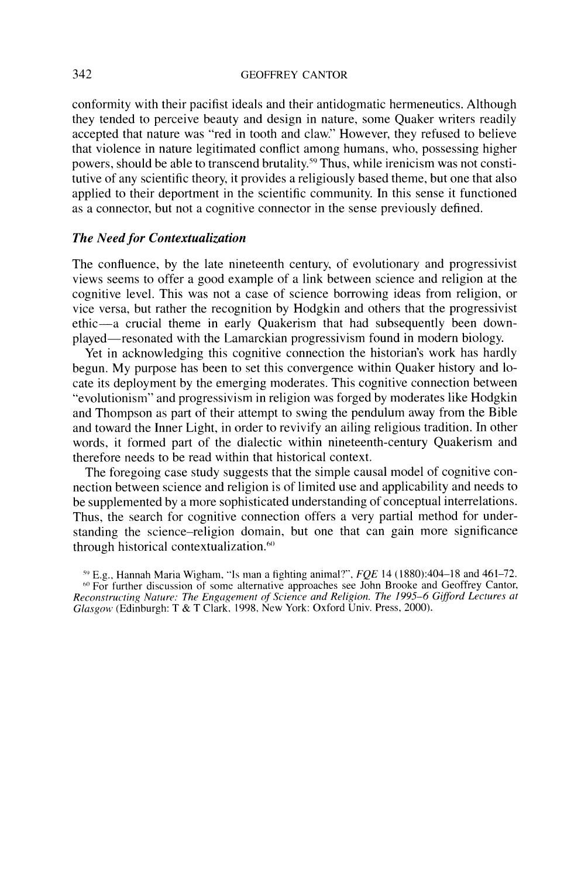conformity with their pacifist ideals and their antidogmatic hermeneutics. Although they tended to perceive beauty and design in nature, some Quaker writers readily accepted that nature was "red in tooth and claw." However, they refused to believe that violence in nature legitimated conflict among humans, who, possessing higher powers, should be able to transcend brutality.[59] Thus, while irenicism was not constitutive of any scientific theory, it provides a religiously based theme, but one that also applied to their deportment in the scientific community. In this sense it functioned as a connector, but not a cognitive connector in the sense previously defined.

### *The Need for Contextualization*

The confluence, by the late nineteenth century, of evolutionary and progressivist views seems to offer a good example of a link between science and religion at the cognitive level. This was not a case of science borrowing ideas from religion, or vice versa, but rather the recognition by Hodgkin and others that the progressivist ethic—a crucial theme in early Quakerism that had subsequently been downplayed—resonated with the Lamarckian progressivism found in modern biology.

Yet in acknowledging this cognitive connection the historian's work has hardly begun. My purpose has been to set this convergence within Quaker history and locate its deployment by the emerging moderates. This cognitive connection between "evolutionism" and progressivism in religion was forged by moderates like Hodgkin and Thompson as part of their attempt to swing the pendulum away from the Bible and toward the Inner Light, in order to revivify an ailing religious tradition. In other words, it formed part of the dialectic within nineteenth-century Quakerism and therefore needs to be read within that historical context.

The foregoing case study suggests that the simple causal model of cognitive connection between science and religion is of limited use and applicability and needs to be supplemented by a more sophisticated understanding of conceptual interrelations. Thus, the search for cognitive connection offers a very partial method for understanding the science–religion domain, but one that can gain more significance through historical contextualization.[60]

[59] E.g., Hannah Maria Wigham, "Is man a fighting animal?", *FQE* 14 (1880):404–18 and 461–72.

[60] For further discussion of some alternative approaches see John Brooke and Geoffrey Cantor, *Reconstructing Nature: The Engagement of Science and Religion. The 1995–6 Gifford Lectures at Glasgow* (Edinburgh: T & T Clark, 1998, New York: Oxford Univ. Press, 2000).